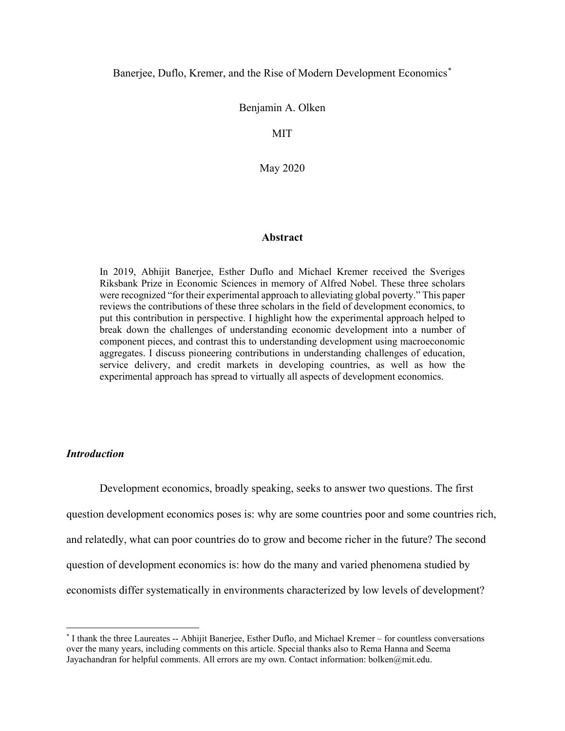# Banerjee, Duflo, Kremer, and the Rise of Modern Development Economics[*]

Benjamin A. Olken

MIT

May 2020

## Abstract

In 2019, Abhijit Banerjee, Esther Duflo and Michael Kremer received the Sveriges Riksbank Prize in Economic Sciences in memory of Alfred Nobel. These three scholars were recognized "for their experimental approach to alleviating global poverty." This paper reviews the contributions of these three scholars in the field of development economics, to put this contribution in perspective. I highlight how the experimental approach helped to break down the challenges of understanding economic development into a number of component pieces, and contrast this to understanding development using macroeconomic aggregates. I discuss pioneering contributions in understanding challenges of education, service delivery, and credit markets in developing countries, as well as how the experimental approach has spread to virtually all aspects of development economics.

## *Introduction*

Development economics, broadly speaking, seeks to answer two questions. The first question development economics poses is: why are some countries poor and some countries rich, and relatedly, what can poor countries do to grow and become richer in the future? The second question of development economics is: how do the many and varied phenomena studied by economists differ systematically in environments characterized by low levels of development?

[*] I thank the three Laureates -- Abhijit Banerjee, Esther Duflo, and Michael Kremer – for countless conversations over the many years, including comments on this article. Special thanks also to Rema Hanna and Seema Jayachandran for helpful comments. All errors are my own. Contact information: bolken@mit.edu.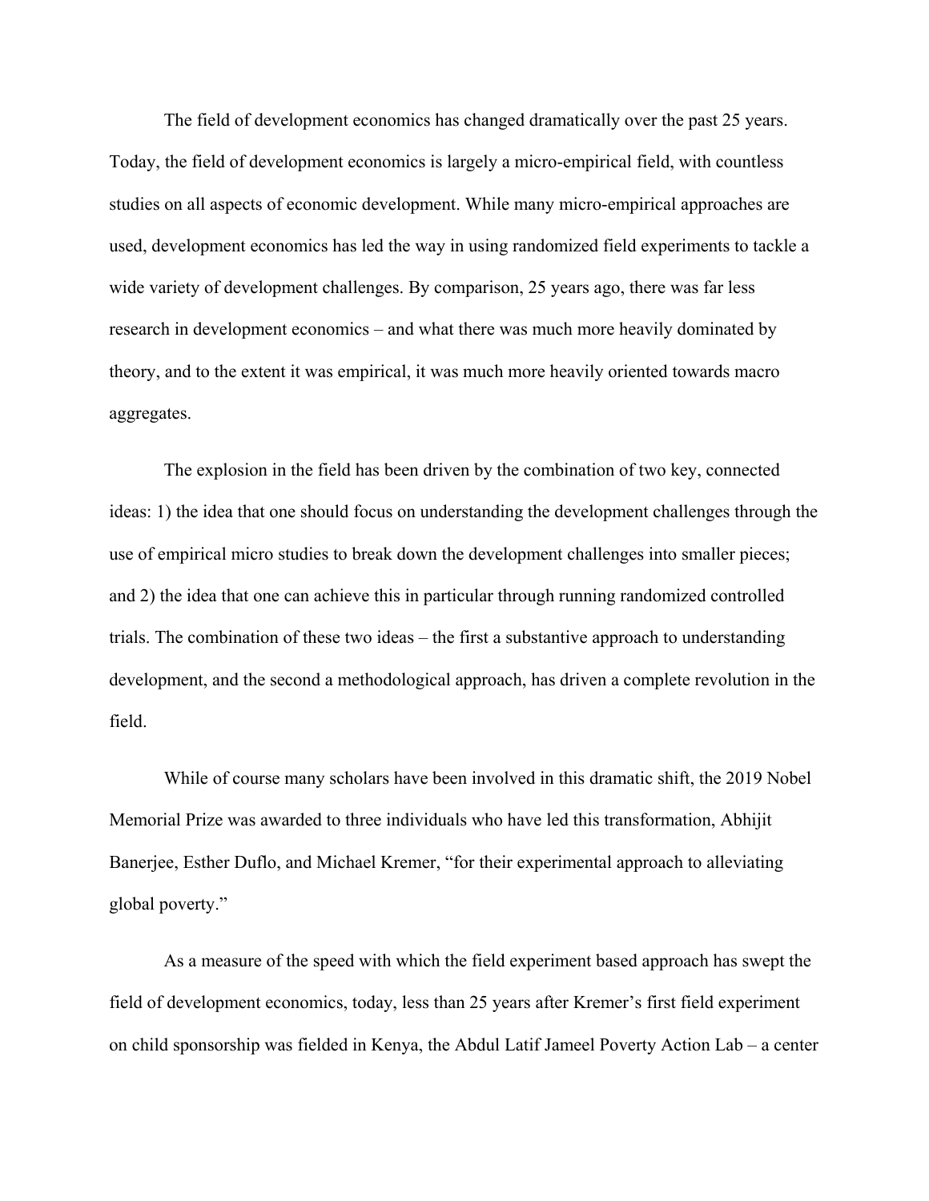The field of development economics has changed dramatically over the past 25 years. Today, the field of development economics is largely a micro-empirical field, with countless studies on all aspects of economic development. While many micro-empirical approaches are used, development economics has led the way in using randomized field experiments to tackle a wide variety of development challenges. By comparison, 25 years ago, there was far less research in development economics – and what there was much more heavily dominated by theory, and to the extent it was empirical, it was much more heavily oriented towards macro aggregates.

The explosion in the field has been driven by the combination of two key, connected ideas: 1) the idea that one should focus on understanding the development challenges through the use of empirical micro studies to break down the development challenges into smaller pieces; and 2) the idea that one can achieve this in particular through running randomized controlled trials. The combination of these two ideas – the first a substantive approach to understanding development, and the second a methodological approach, has driven a complete revolution in the field.

While of course many scholars have been involved in this dramatic shift, the 2019 Nobel Memorial Prize was awarded to three individuals who have led this transformation, Abhijit Banerjee, Esther Duflo, and Michael Kremer, "for their experimental approach to alleviating global poverty."

As a measure of the speed with which the field experiment based approach has swept the field of development economics, today, less than 25 years after Kremer's first field experiment on child sponsorship was fielded in Kenya, the Abdul Latif Jameel Poverty Action Lab – a center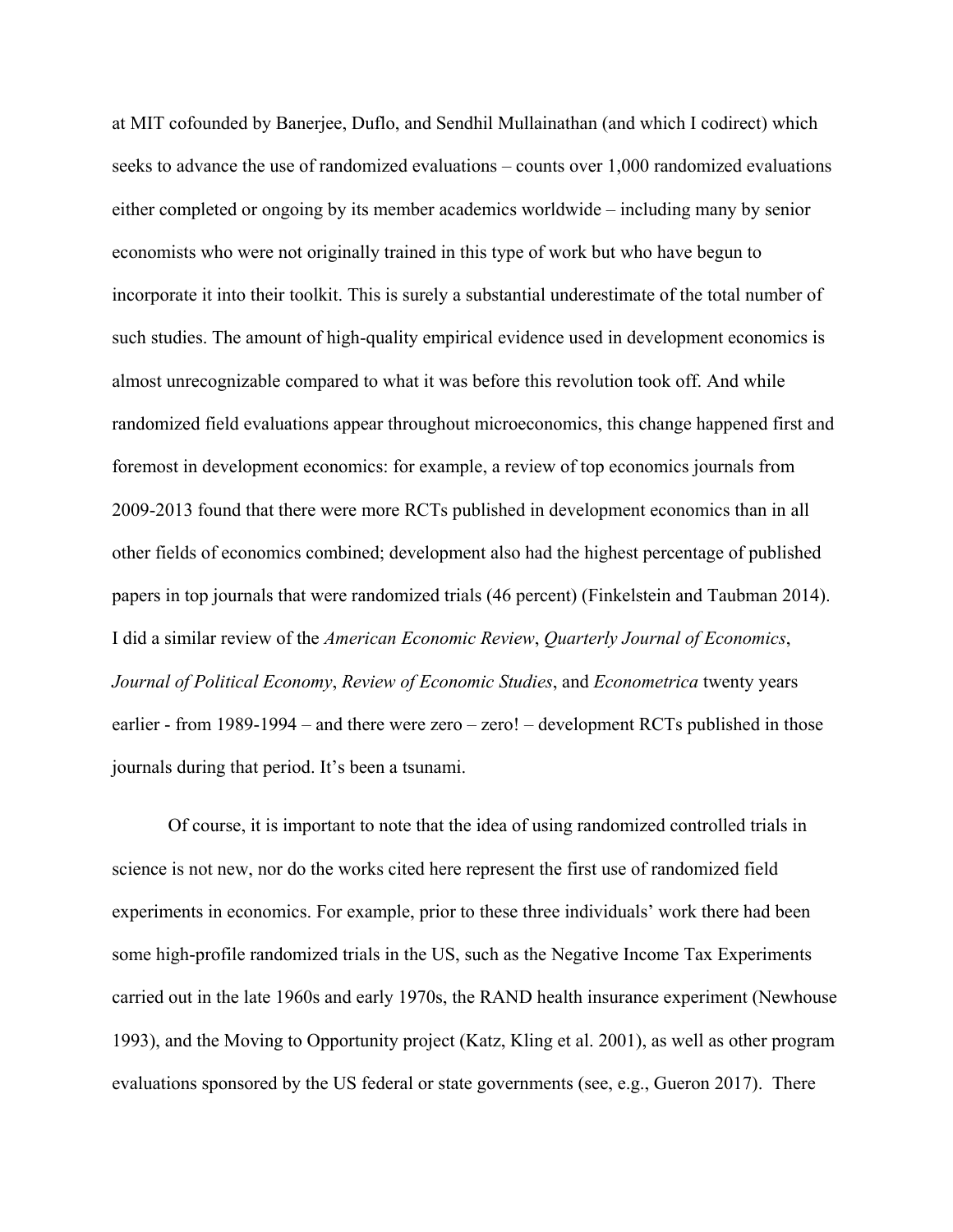at MIT cofounded by Banerjee, Duflo, and Sendhil Mullainathan (and which I codirect) which seeks to advance the use of randomized evaluations – counts over 1,000 randomized evaluations either completed or ongoing by its member academics worldwide – including many by senior economists who were not originally trained in this type of work but who have begun to incorporate it into their toolkit. This is surely a substantial underestimate of the total number of such studies. The amount of high-quality empirical evidence used in development economics is almost unrecognizable compared to what it was before this revolution took off. And while randomized field evaluations appear throughout microeconomics, this change happened first and foremost in development economics: for example, a review of top economics journals from 2009-2013 found that there were more RCTs published in development economics than in all other fields of economics combined; development also had the highest percentage of published papers in top journals that were randomized trials (46 percent) (Finkelstein and Taubman 2014). I did a similar review of the *American Economic Review*, *Quarterly Journal of Economics*, *Journal of Political Economy*, *Review of Economic Studies*, and *Econometrica* twenty years earlier - from 1989-1994 – and there were zero – zero! – development RCTs published in those journals during that period. It's been a tsunami.

Of course, it is important to note that the idea of using randomized controlled trials in science is not new, nor do the works cited here represent the first use of randomized field experiments in economics. For example, prior to these three individuals' work there had been some high-profile randomized trials in the US, such as the Negative Income Tax Experiments carried out in the late 1960s and early 1970s, the RAND health insurance experiment (Newhouse 1993), and the Moving to Opportunity project (Katz, Kling et al. 2001), as well as other program evaluations sponsored by the US federal or state governments (see, e.g., Gueron 2017). There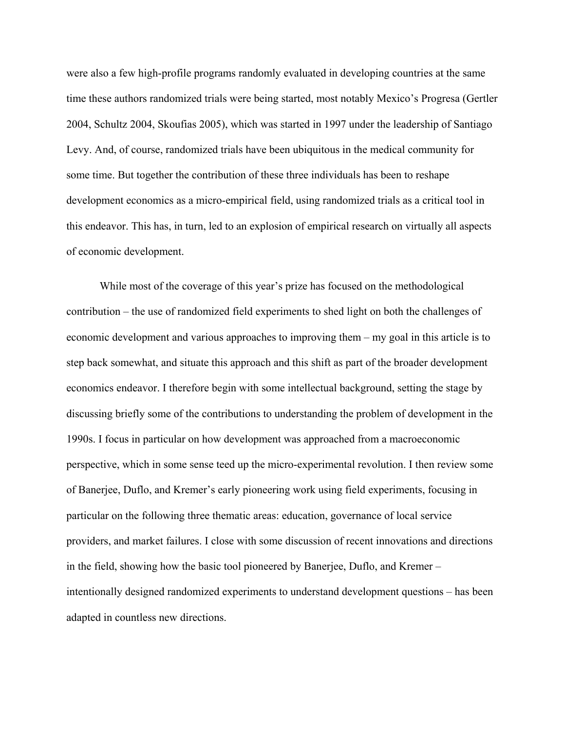were also a few high-profile programs randomly evaluated in developing countries at the same time these authors randomized trials were being started, most notably Mexico's Progresa (Gertler 2004, Schultz 2004, Skoufias 2005), which was started in 1997 under the leadership of Santiago Levy. And, of course, randomized trials have been ubiquitous in the medical community for some time. But together the contribution of these three individuals has been to reshape development economics as a micro-empirical field, using randomized trials as a critical tool in this endeavor. This has, in turn, led to an explosion of empirical research on virtually all aspects of economic development.

While most of the coverage of this year's prize has focused on the methodological contribution – the use of randomized field experiments to shed light on both the challenges of economic development and various approaches to improving them – my goal in this article is to step back somewhat, and situate this approach and this shift as part of the broader development economics endeavor. I therefore begin with some intellectual background, setting the stage by discussing briefly some of the contributions to understanding the problem of development in the 1990s. I focus in particular on how development was approached from a macroeconomic perspective, which in some sense teed up the micro-experimental revolution. I then review some of Banerjee, Duflo, and Kremer's early pioneering work using field experiments, focusing in particular on the following three thematic areas: education, governance of local service providers, and market failures. I close with some discussion of recent innovations and directions in the field, showing how the basic tool pioneered by Banerjee, Duflo, and Kremer – intentionally designed randomized experiments to understand development questions – has been adapted in countless new directions.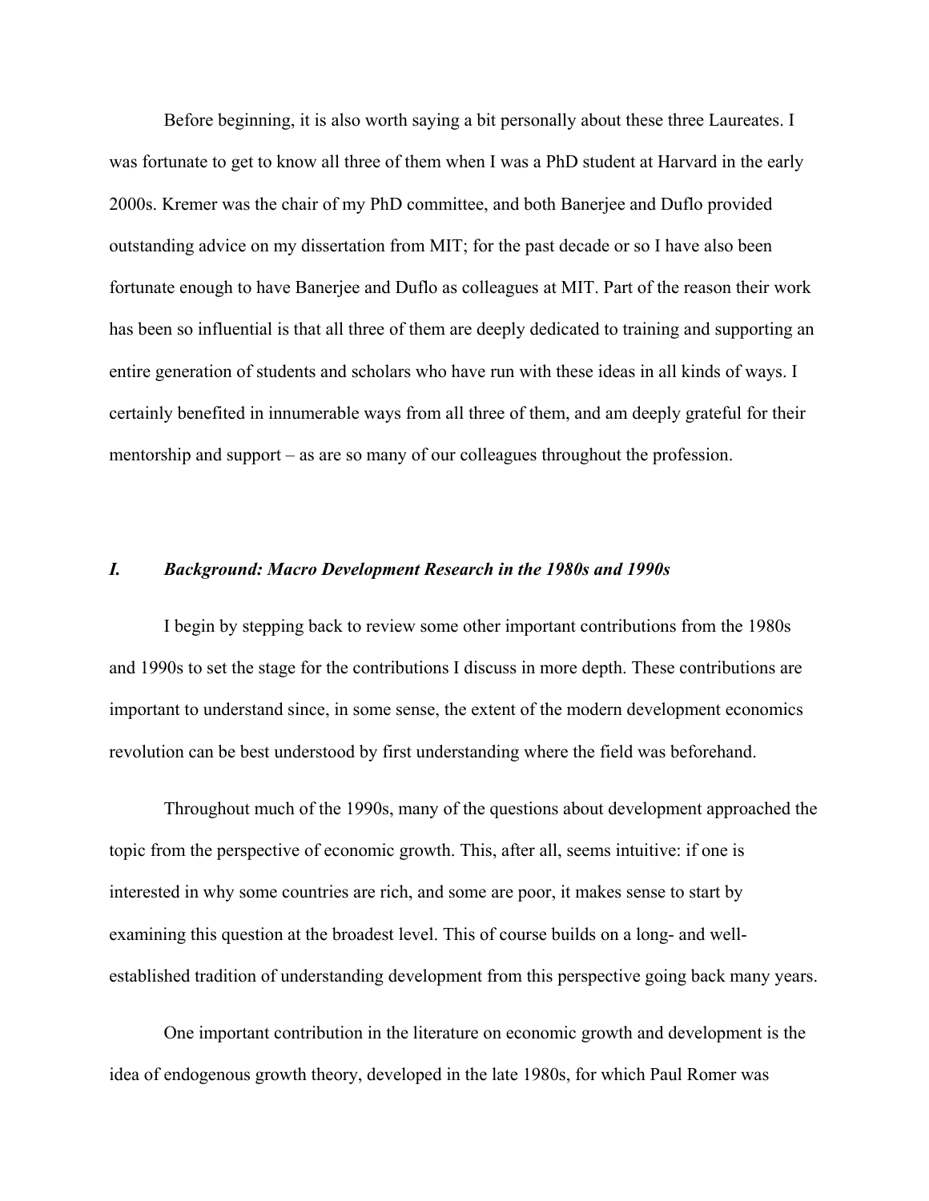Before beginning, it is also worth saying a bit personally about these three Laureates. I was fortunate to get to know all three of them when I was a PhD student at Harvard in the early 2000s. Kremer was the chair of my PhD committee, and both Banerjee and Duflo provided outstanding advice on my dissertation from MIT; for the past decade or so I have also been fortunate enough to have Banerjee and Duflo as colleagues at MIT. Part of the reason their work has been so influential is that all three of them are deeply dedicated to training and supporting an entire generation of students and scholars who have run with these ideas in all kinds of ways. I certainly benefited in innumerable ways from all three of them, and am deeply grateful for their mentorship and support – as are so many of our colleagues throughout the profession.

## *I. Background: Macro Development Research in the 1980s and 1990s*

I begin by stepping back to review some other important contributions from the 1980s and 1990s to set the stage for the contributions I discuss in more depth. These contributions are important to understand since, in some sense, the extent of the modern development economics revolution can be best understood by first understanding where the field was beforehand.

Throughout much of the 1990s, many of the questions about development approached the topic from the perspective of economic growth. This, after all, seems intuitive: if one is interested in why some countries are rich, and some are poor, it makes sense to start by examining this question at the broadest level. This of course builds on a long- and well-established tradition of understanding development from this perspective going back many years.

One important contribution in the literature on economic growth and development is the idea of endogenous growth theory, developed in the late 1980s, for which Paul Romer was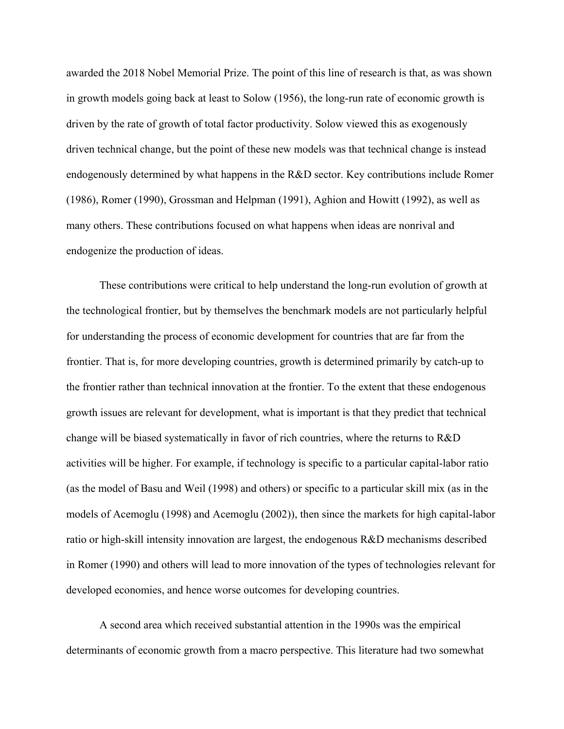awarded the 2018 Nobel Memorial Prize. The point of this line of research is that, as was shown in growth models going back at least to Solow (1956), the long-run rate of economic growth is driven by the rate of growth of total factor productivity. Solow viewed this as exogenously driven technical change, but the point of these new models was that technical change is instead endogenously determined by what happens in the R&D sector. Key contributions include Romer (1986), Romer (1990), Grossman and Helpman (1991), Aghion and Howitt (1992), as well as many others. These contributions focused on what happens when ideas are nonrival and endogenize the production of ideas.

These contributions were critical to help understand the long-run evolution of growth at the technological frontier, but by themselves the benchmark models are not particularly helpful for understanding the process of economic development for countries that are far from the frontier. That is, for more developing countries, growth is determined primarily by catch-up to the frontier rather than technical innovation at the frontier. To the extent that these endogenous growth issues are relevant for development, what is important is that they predict that technical change will be biased systematically in favor of rich countries, where the returns to R&D activities will be higher. For example, if technology is specific to a particular capital-labor ratio (as the model of Basu and Weil (1998) and others) or specific to a particular skill mix (as in the models of Acemoglu (1998) and Acemoglu (2002)), then since the markets for high capital-labor ratio or high-skill intensity innovation are largest, the endogenous R&D mechanisms described in Romer (1990) and others will lead to more innovation of the types of technologies relevant for developed economies, and hence worse outcomes for developing countries.

A second area which received substantial attention in the 1990s was the empirical determinants of economic growth from a macro perspective. This literature had two somewhat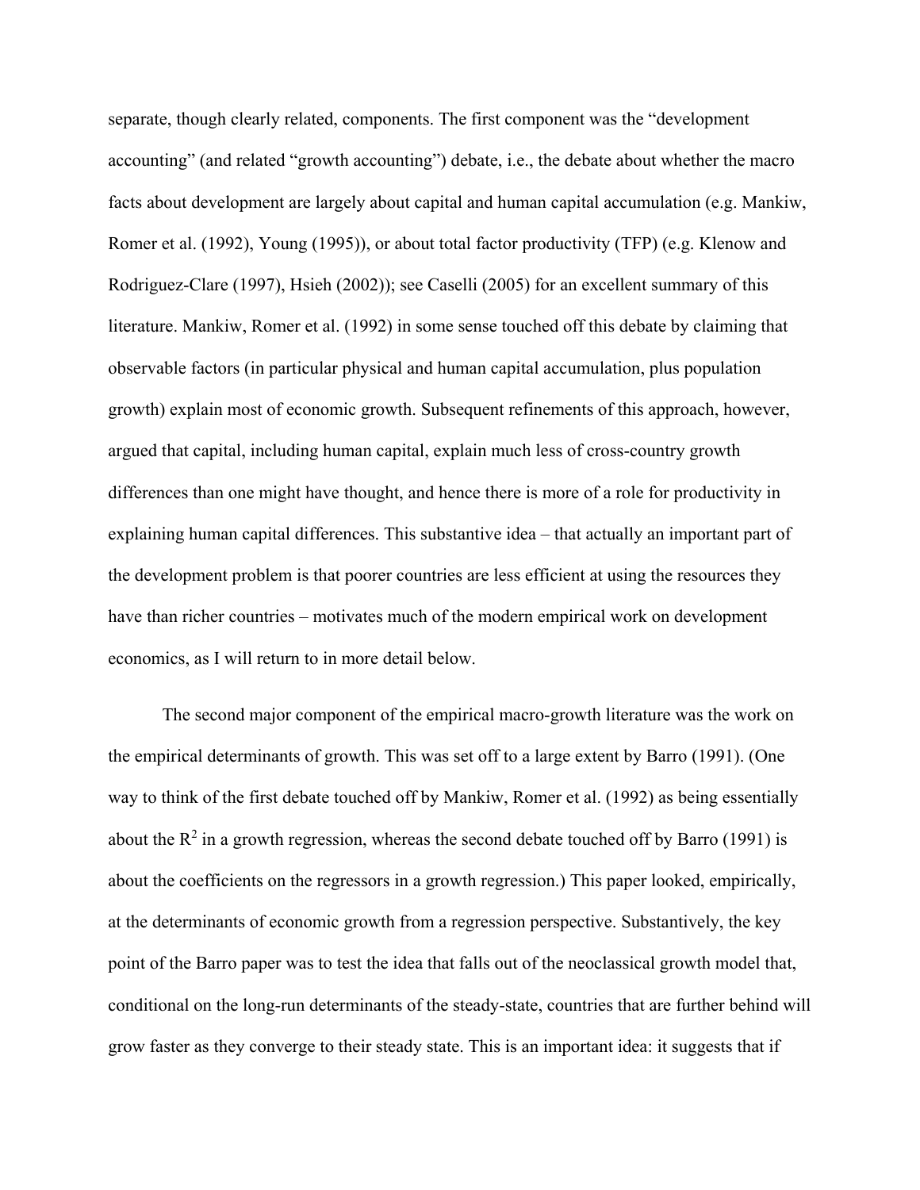separate, though clearly related, components. The first component was the "development accounting" (and related "growth accounting") debate, i.e., the debate about whether the macro facts about development are largely about capital and human capital accumulation (e.g. Mankiw, Romer et al. (1992), Young (1995)), or about total factor productivity (TFP) (e.g. Klenow and Rodriguez-Clare (1997), Hsieh (2002)); see Caselli (2005) for an excellent summary of this literature. Mankiw, Romer et al. (1992) in some sense touched off this debate by claiming that observable factors (in particular physical and human capital accumulation, plus population growth) explain most of economic growth. Subsequent refinements of this approach, however, argued that capital, including human capital, explain much less of cross-country growth differences than one might have thought, and hence there is more of a role for productivity in explaining human capital differences. This substantive idea – that actually an important part of the development problem is that poorer countries are less efficient at using the resources they have than richer countries – motivates much of the modern empirical work on development economics, as I will return to in more detail below.

The second major component of the empirical macro-growth literature was the work on the empirical determinants of growth. This was set off to a large extent by Barro (1991). (One way to think of the first debate touched off by Mankiw, Romer et al. (1992) as being essentially about the $R^2$ in a growth regression, whereas the second debate touched off by Barro (1991) is about the coefficients on the regressors in a growth regression.) This paper looked, empirically, at the determinants of economic growth from a regression perspective. Substantively, the key point of the Barro paper was to test the idea that falls out of the neoclassical growth model that, conditional on the long-run determinants of the steady-state, countries that are further behind will grow faster as they converge to their steady state. This is an important idea: it suggests that if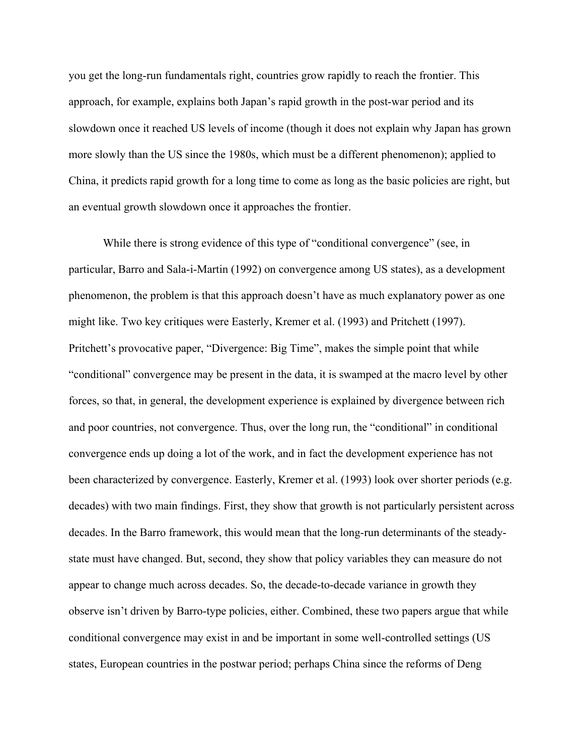you get the long-run fundamentals right, countries grow rapidly to reach the frontier. This approach, for example, explains both Japan's rapid growth in the post-war period and its slowdown once it reached US levels of income (though it does not explain why Japan has grown more slowly than the US since the 1980s, which must be a different phenomenon); applied to China, it predicts rapid growth for a long time to come as long as the basic policies are right, but an eventual growth slowdown once it approaches the frontier.

While there is strong evidence of this type of "conditional convergence" (see, in particular, Barro and Sala-i-Martin (1992) on convergence among US states), as a development phenomenon, the problem is that this approach doesn't have as much explanatory power as one might like. Two key critiques were Easterly, Kremer et al. (1993) and Pritchett (1997). Pritchett's provocative paper, "Divergence: Big Time", makes the simple point that while "conditional" convergence may be present in the data, it is swamped at the macro level by other forces, so that, in general, the development experience is explained by divergence between rich and poor countries, not convergence. Thus, over the long run, the "conditional" in conditional convergence ends up doing a lot of the work, and in fact the development experience has not been characterized by convergence. Easterly, Kremer et al. (1993) look over shorter periods (e.g. decades) with two main findings. First, they show that growth is not particularly persistent across decades. In the Barro framework, this would mean that the long-run determinants of the steady-state must have changed. But, second, they show that policy variables they can measure do not appear to change much across decades. So, the decade-to-decade variance in growth they observe isn't driven by Barro-type policies, either. Combined, these two papers argue that while conditional convergence may exist in and be important in some well-controlled settings (US states, European countries in the postwar period; perhaps China since the reforms of Deng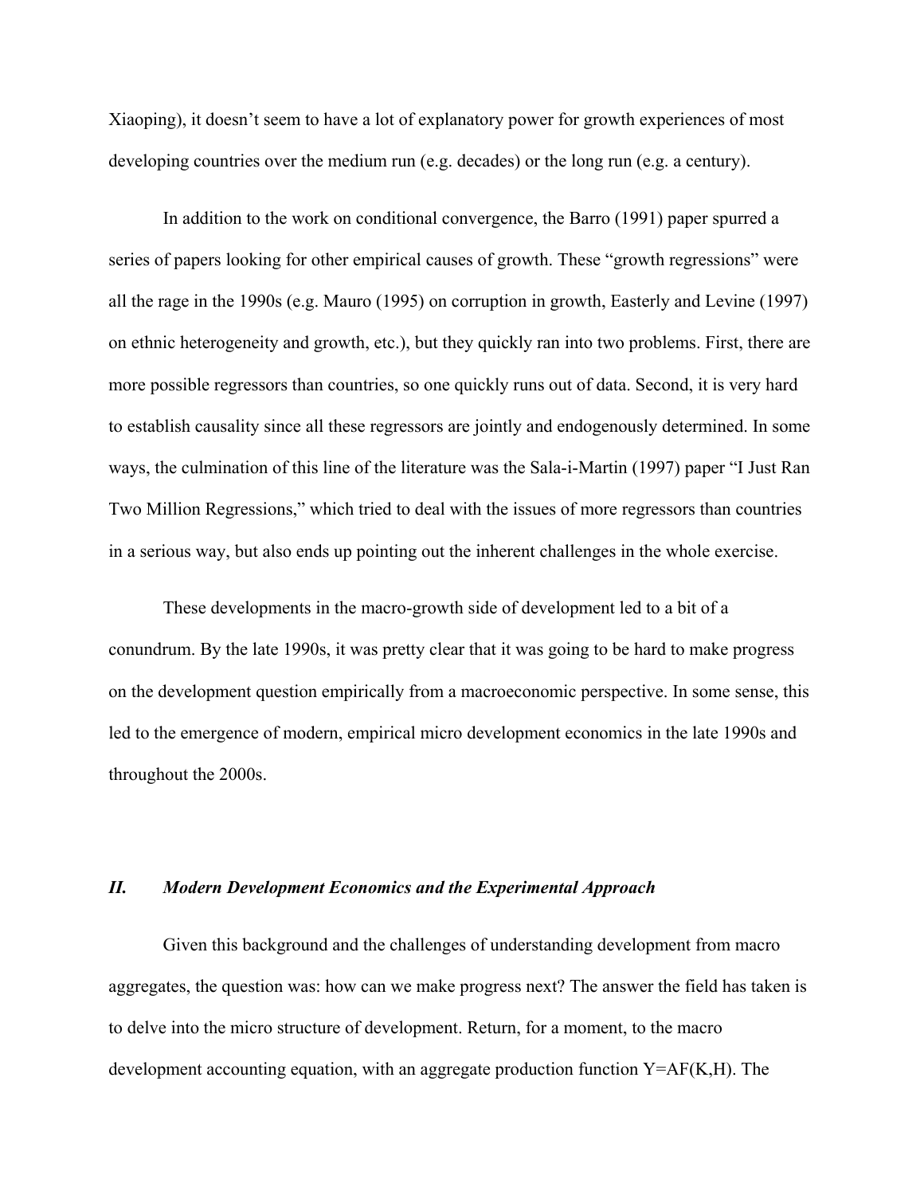Xiaoping), it doesn't seem to have a lot of explanatory power for growth experiences of most developing countries over the medium run (e.g. decades) or the long run (e.g. a century).

In addition to the work on conditional convergence, the Barro (1991) paper spurred a series of papers looking for other empirical causes of growth. These "growth regressions" were all the rage in the 1990s (e.g. Mauro (1995) on corruption in growth, Easterly and Levine (1997) on ethnic heterogeneity and growth, etc.), but they quickly ran into two problems. First, there are more possible regressors than countries, so one quickly runs out of data. Second, it is very hard to establish causality since all these regressors are jointly and endogenously determined. In some ways, the culmination of this line of the literature was the Sala-i-Martin (1997) paper "I Just Ran Two Million Regressions," which tried to deal with the issues of more regressors than countries in a serious way, but also ends up pointing out the inherent challenges in the whole exercise.

These developments in the macro-growth side of development led to a bit of a conundrum. By the late 1990s, it was pretty clear that it was going to be hard to make progress on the development question empirically from a macroeconomic perspective. In some sense, this led to the emergence of modern, empirical micro development economics in the late 1990s and throughout the 2000s.

## *II. Modern Development Economics and the Experimental Approach*

Given this background and the challenges of understanding development from macro aggregates, the question was: how can we make progress next? The answer the field has taken is to delve into the micro structure of development. Return, for a moment, to the macro development accounting equation, with an aggregate production function $Y=AF(K,H)$. The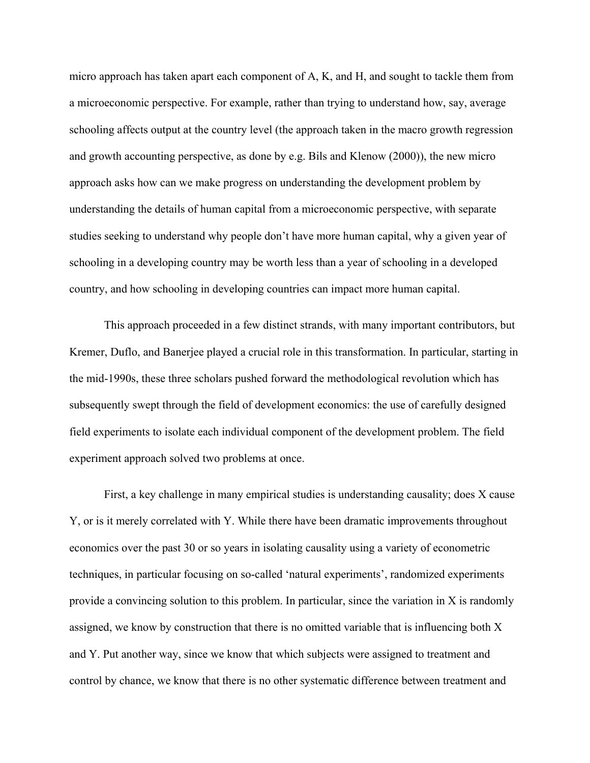micro approach has taken apart each component of A, K, and H, and sought to tackle them from a microeconomic perspective. For example, rather than trying to understand how, say, average schooling affects output at the country level (the approach taken in the macro growth regression and growth accounting perspective, as done by e.g. Bils and Klenow (2000)), the new micro approach asks how can we make progress on understanding the development problem by understanding the details of human capital from a microeconomic perspective, with separate studies seeking to understand why people don't have more human capital, why a given year of schooling in a developing country may be worth less than a year of schooling in a developed country, and how schooling in developing countries can impact more human capital.

This approach proceeded in a few distinct strands, with many important contributors, but Kremer, Duflo, and Banerjee played a crucial role in this transformation. In particular, starting in the mid-1990s, these three scholars pushed forward the methodological revolution which has subsequently swept through the field of development economics: the use of carefully designed field experiments to isolate each individual component of the development problem. The field experiment approach solved two problems at once.

First, a key challenge in many empirical studies is understanding causality; does X cause Y, or is it merely correlated with Y. While there have been dramatic improvements throughout economics over the past 30 or so years in isolating causality using a variety of econometric techniques, in particular focusing on so-called 'natural experiments', randomized experiments provide a convincing solution to this problem. In particular, since the variation in X is randomly assigned, we know by construction that there is no omitted variable that is influencing both X and Y. Put another way, since we know that which subjects were assigned to treatment and control by chance, we know that there is no other systematic difference between treatment and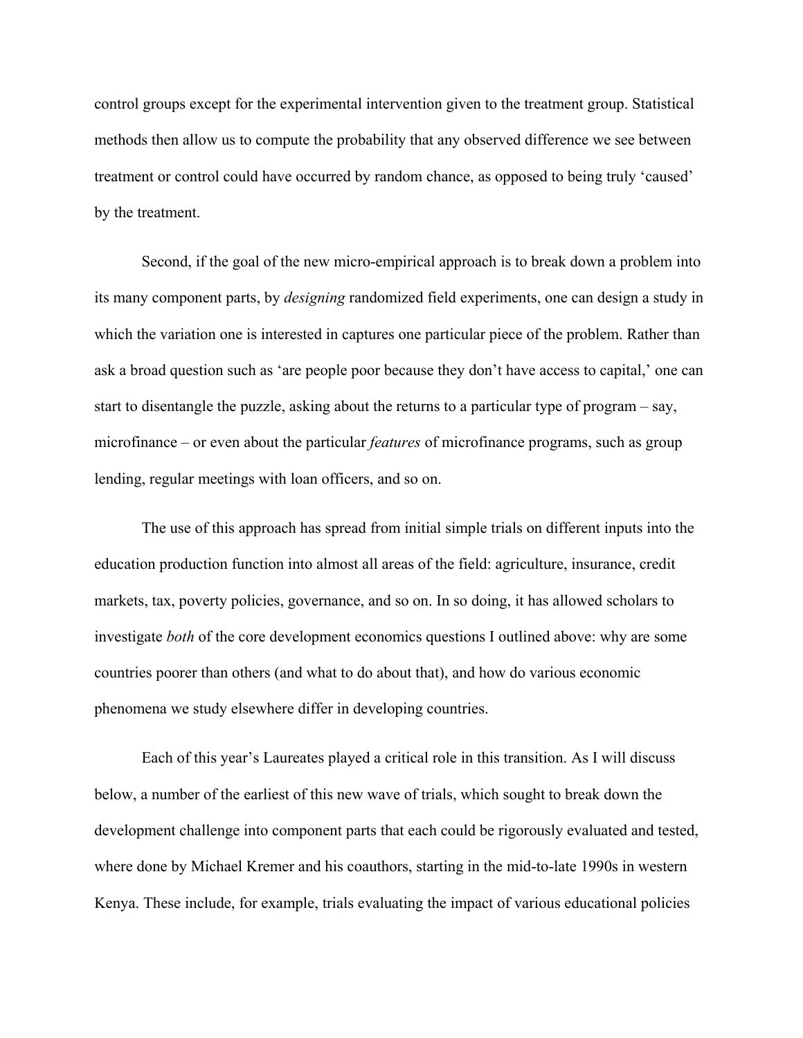control groups except for the experimental intervention given to the treatment group. Statistical methods then allow us to compute the probability that any observed difference we see between treatment or control could have occurred by random chance, as opposed to being truly 'caused' by the treatment.

Second, if the goal of the new micro-empirical approach is to break down a problem into its many component parts, by *designing* randomized field experiments, one can design a study in which the variation one is interested in captures one particular piece of the problem. Rather than ask a broad question such as 'are people poor because they don't have access to capital,' one can start to disentangle the puzzle, asking about the returns to a particular type of program – say, microfinance – or even about the particular *features* of microfinance programs, such as group lending, regular meetings with loan officers, and so on.

The use of this approach has spread from initial simple trials on different inputs into the education production function into almost all areas of the field: agriculture, insurance, credit markets, tax, poverty policies, governance, and so on. In so doing, it has allowed scholars to investigate *both* of the core development economics questions I outlined above: why are some countries poorer than others (and what to do about that), and how do various economic phenomena we study elsewhere differ in developing countries.

Each of this year's Laureates played a critical role in this transition. As I will discuss below, a number of the earliest of this new wave of trials, which sought to break down the development challenge into component parts that each could be rigorously evaluated and tested, where done by Michael Kremer and his coauthors, starting in the mid-to-late 1990s in western Kenya. These include, for example, trials evaluating the impact of various educational policies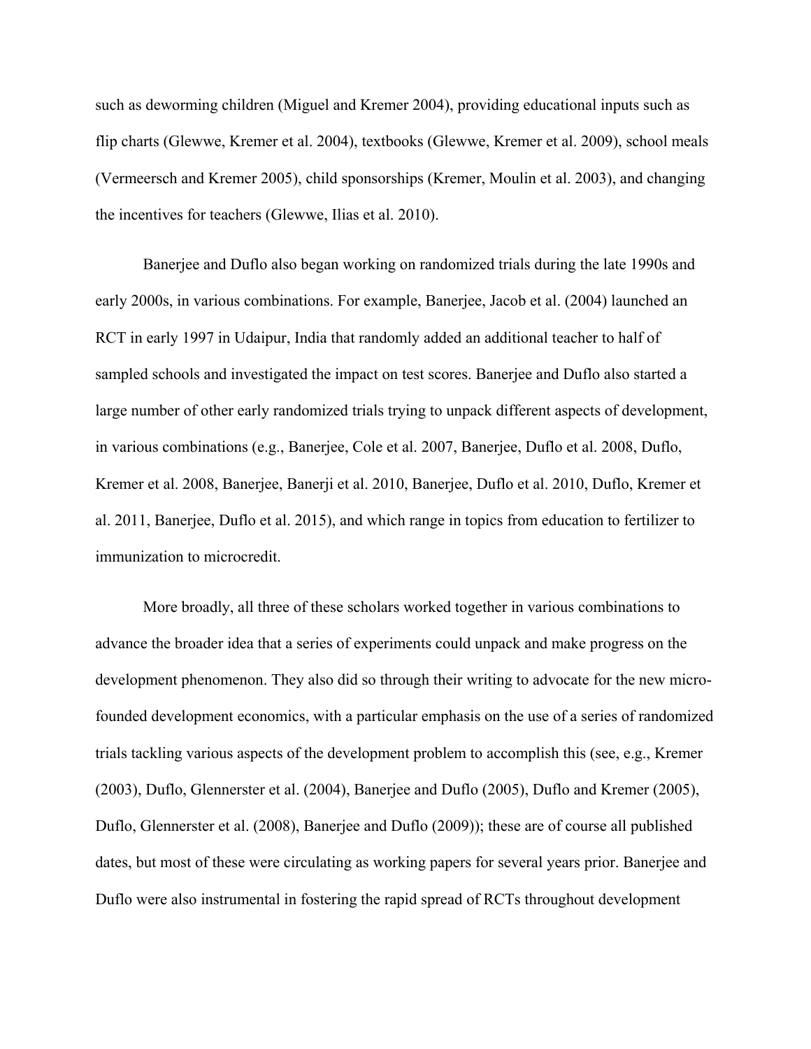such as deworming children (Miguel and Kremer 2004), providing educational inputs such as flip charts (Glewwe, Kremer et al. 2004), textbooks (Glewwe, Kremer et al. 2009), school meals (Vermeersch and Kremer 2005), child sponsorships (Kremer, Moulin et al. 2003), and changing the incentives for teachers (Glewwe, Ilias et al. 2010).

Banerjee and Duflo also began working on randomized trials during the late 1990s and early 2000s, in various combinations. For example, Banerjee, Jacob et al. (2004) launched an RCT in early 1997 in Udaipur, India that randomly added an additional teacher to half of sampled schools and investigated the impact on test scores. Banerjee and Duflo also started a large number of other early randomized trials trying to unpack different aspects of development, in various combinations (e.g., Banerjee, Cole et al. 2007, Banerjee, Duflo et al. 2008, Duflo, Kremer et al. 2008, Banerjee, Banerji et al. 2010, Banerjee, Duflo et al. 2010, Duflo, Kremer et al. 2011, Banerjee, Duflo et al. 2015), and which range in topics from education to fertilizer to immunization to microcredit.

More broadly, all three of these scholars worked together in various combinations to advance the broader idea that a series of experiments could unpack and make progress on the development phenomenon. They also did so through their writing to advocate for the new micro-founded development economics, with a particular emphasis on the use of a series of randomized trials tackling various aspects of the development problem to accomplish this (see, e.g., Kremer (2003), Duflo, Glennerster et al. (2004), Banerjee and Duflo (2005), Duflo and Kremer (2005), Duflo, Glennerster et al. (2008), Banerjee and Duflo (2009)); these are of course all published dates, but most of these were circulating as working papers for several years prior. Banerjee and Duflo were also instrumental in fostering the rapid spread of RCTs throughout development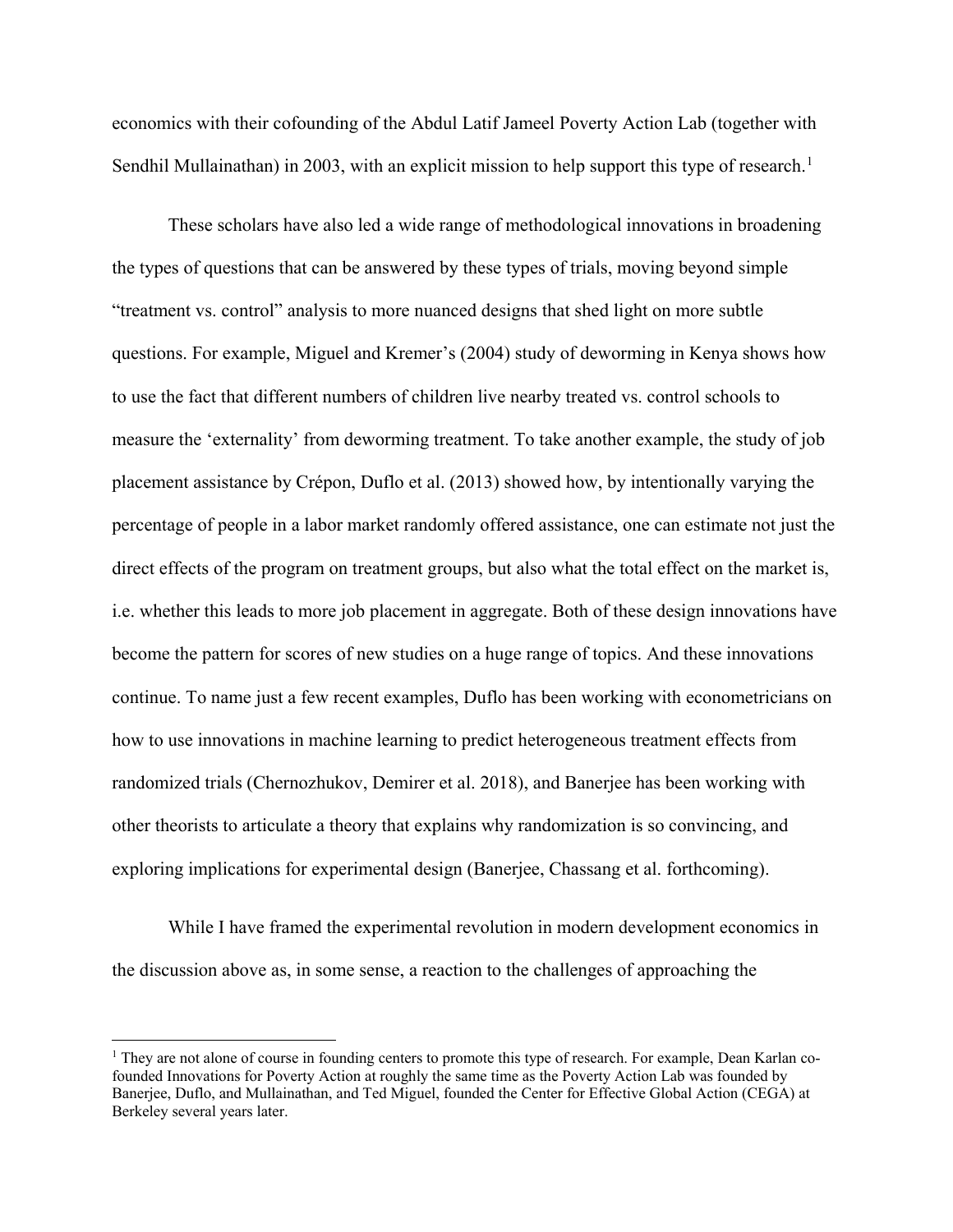economics with their cofounding of the Abdul Latif Jameel Poverty Action Lab (together with Sendhil Mullainathan) in 2003, with an explicit mission to help support this type of research.[1]

These scholars have also led a wide range of methodological innovations in broadening the types of questions that can be answered by these types of trials, moving beyond simple "treatment vs. control" analysis to more nuanced designs that shed light on more subtle questions. For example, Miguel and Kremer's (2004) study of deworming in Kenya shows how to use the fact that different numbers of children live nearby treated vs. control schools to measure the 'externality' from deworming treatment. To take another example, the study of job placement assistance by Crépon, Duflo et al. (2013) showed how, by intentionally varying the percentage of people in a labor market randomly offered assistance, one can estimate not just the direct effects of the program on treatment groups, but also what the total effect on the market is, i.e. whether this leads to more job placement in aggregate. Both of these design innovations have become the pattern for scores of new studies on a huge range of topics. And these innovations continue. To name just a few recent examples, Duflo has been working with econometricians on how to use innovations in machine learning to predict heterogeneous treatment effects from randomized trials (Chernozhukov, Demirer et al. 2018), and Banerjee has been working with other theorists to articulate a theory that explains why randomization is so convincing, and exploring implications for experimental design (Banerjee, Chassang et al. forthcoming).

While I have framed the experimental revolution in modern development economics in the discussion above as, in some sense, a reaction to the challenges of approaching the

[1] They are not alone of course in founding centers to promote this type of research. For example, Dean Karlan co-founded Innovations for Poverty Action at roughly the same time as the Poverty Action Lab was founded by Banerjee, Duflo, and Mullainathan, and Ted Miguel, founded the Center for Effective Global Action (CEGA) at Berkeley several years later.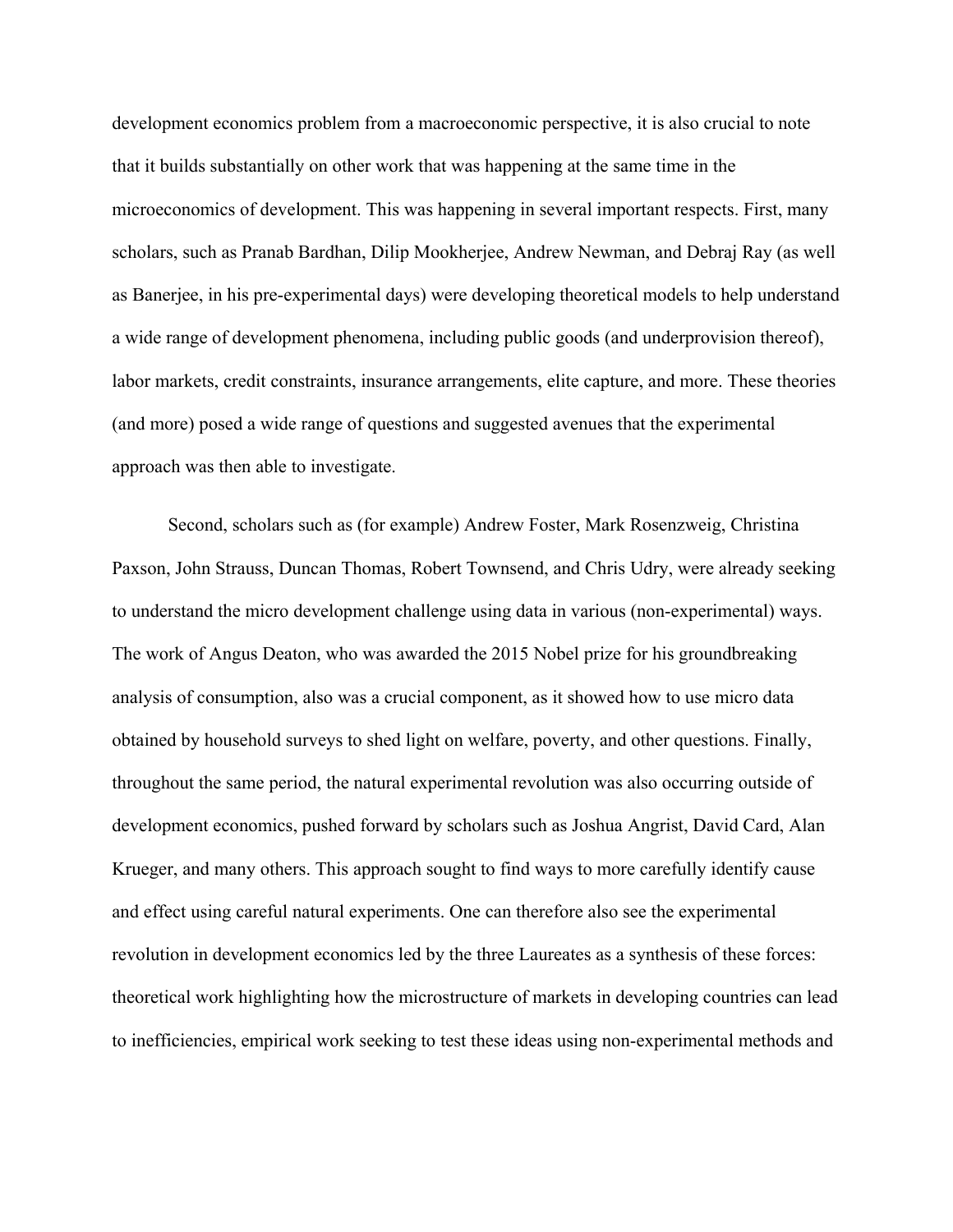development economics problem from a macroeconomic perspective, it is also crucial to note that it builds substantially on other work that was happening at the same time in the microeconomics of development. This was happening in several important respects. First, many scholars, such as Pranab Bardhan, Dilip Mookherjee, Andrew Newman, and Debraj Ray (as well as Banerjee, in his pre-experimental days) were developing theoretical models to help understand a wide range of development phenomena, including public goods (and underprovision thereof), labor markets, credit constraints, insurance arrangements, elite capture, and more. These theories (and more) posed a wide range of questions and suggested avenues that the experimental approach was then able to investigate.

Second, scholars such as (for example) Andrew Foster, Mark Rosenzweig, Christina Paxson, John Strauss, Duncan Thomas, Robert Townsend, and Chris Udry, were already seeking to understand the micro development challenge using data in various (non-experimental) ways. The work of Angus Deaton, who was awarded the 2015 Nobel prize for his groundbreaking analysis of consumption, also was a crucial component, as it showed how to use micro data obtained by household surveys to shed light on welfare, poverty, and other questions. Finally, throughout the same period, the natural experimental revolution was also occurring outside of development economics, pushed forward by scholars such as Joshua Angrist, David Card, Alan Krueger, and many others. This approach sought to find ways to more carefully identify cause and effect using careful natural experiments. One can therefore also see the experimental revolution in development economics led by the three Laureates as a synthesis of these forces: theoretical work highlighting how the microstructure of markets in developing countries can lead to inefficiencies, empirical work seeking to test these ideas using non-experimental methods and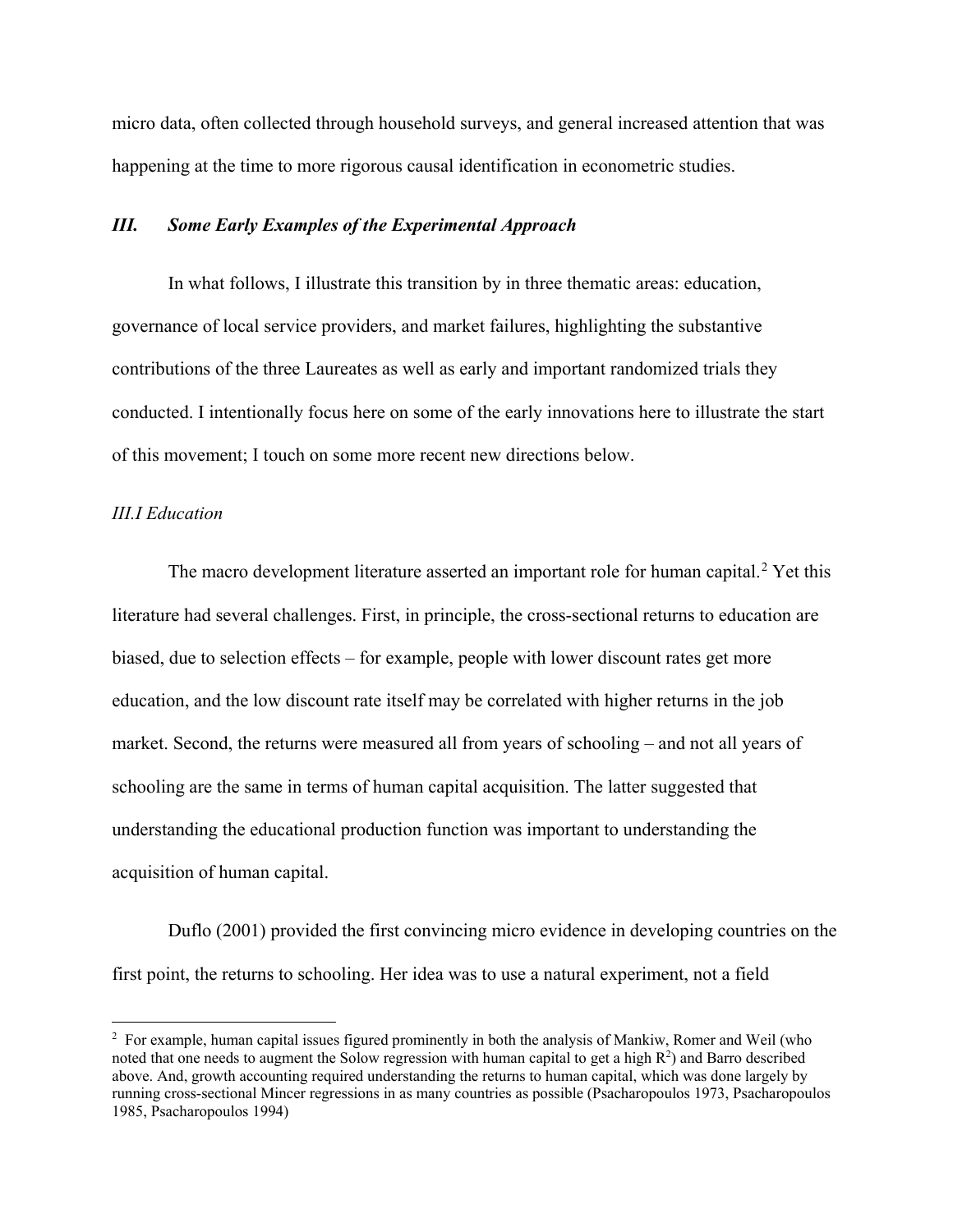micro data, often collected through household surveys, and general increased attention that was happening at the time to more rigorous causal identification in econometric studies.

## *III. Some Early Examples of the Experimental Approach*

In what follows, I illustrate this transition by in three thematic areas: education, governance of local service providers, and market failures, highlighting the substantive contributions of the three Laureates as well as early and important randomized trials they conducted. I intentionally focus here on some of the early innovations here to illustrate the start of this movement; I touch on some more recent new directions below.

### *III.I Education*

The macro development literature asserted an important role for human capital.[2] Yet this literature had several challenges. First, in principle, the cross-sectional returns to education are biased, due to selection effects – for example, people with lower discount rates get more education, and the low discount rate itself may be correlated with higher returns in the job market. Second, the returns were measured all from years of schooling – and not all years of schooling are the same in terms of human capital acquisition. The latter suggested that understanding the educational production function was important to understanding the acquisition of human capital.

Duflo (2001) provided the first convincing micro evidence in developing countries on the first point, the returns to schooling. Her idea was to use a natural experiment, not a field

---

[2] For example, human capital issues figured prominently in both the analysis of Mankiw, Romer and Weil (who noted that one needs to augment the Solow regression with human capital to get a high $R^2$) and Barro described above. And, growth accounting required understanding the returns to human capital, which was done largely by running cross-sectional Mincer regressions in as many countries as possible (Psacharopoulos 1973, Psacharopoulos 1985, Psacharopoulos 1994)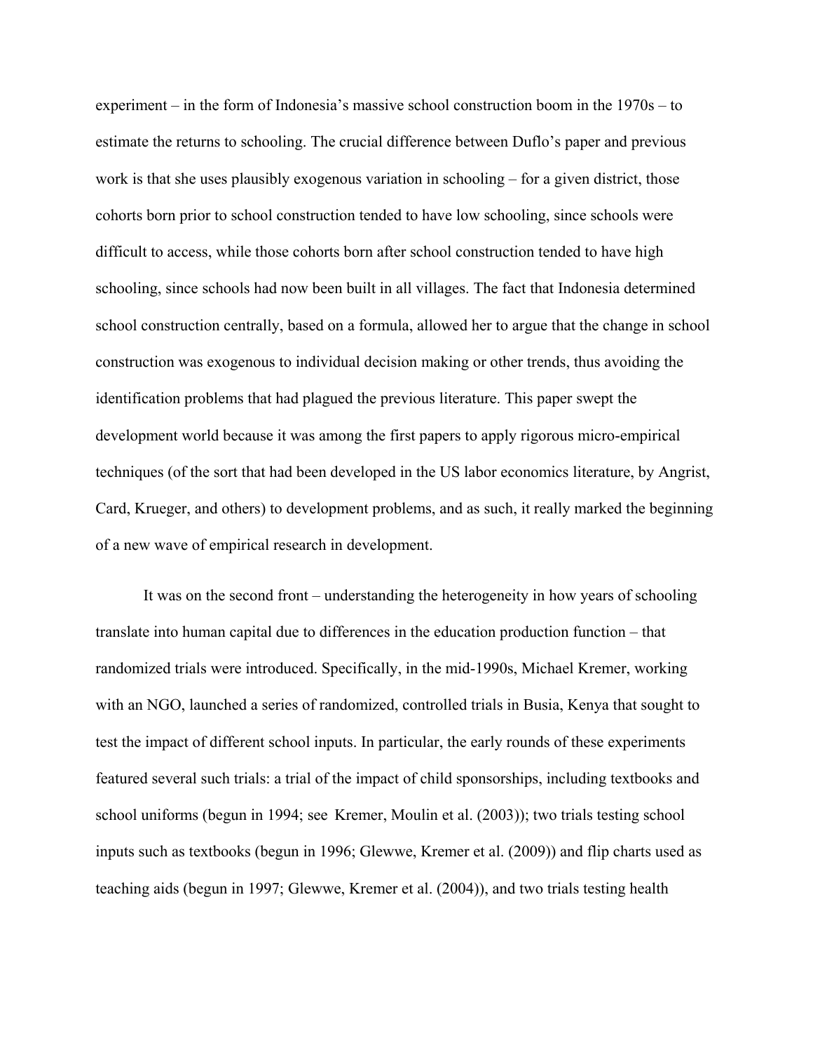experiment – in the form of Indonesia's massive school construction boom in the 1970s – to estimate the returns to schooling. The crucial difference between Duflo's paper and previous work is that she uses plausibly exogenous variation in schooling – for a given district, those cohorts born prior to school construction tended to have low schooling, since schools were difficult to access, while those cohorts born after school construction tended to have high schooling, since schools had now been built in all villages. The fact that Indonesia determined school construction centrally, based on a formula, allowed her to argue that the change in school construction was exogenous to individual decision making or other trends, thus avoiding the identification problems that had plagued the previous literature. This paper swept the development world because it was among the first papers to apply rigorous micro-empirical techniques (of the sort that had been developed in the US labor economics literature, by Angrist, Card, Krueger, and others) to development problems, and as such, it really marked the beginning of a new wave of empirical research in development.

It was on the second front – understanding the heterogeneity in how years of schooling translate into human capital due to differences in the education production function – that randomized trials were introduced. Specifically, in the mid-1990s, Michael Kremer, working with an NGO, launched a series of randomized, controlled trials in Busia, Kenya that sought to test the impact of different school inputs. In particular, the early rounds of these experiments featured several such trials: a trial of the impact of child sponsorships, including textbooks and school uniforms (begun in 1994; see Kremer, Moulin et al. (2003)); two trials testing school inputs such as textbooks (begun in 1996; Glewwe, Kremer et al. (2009)) and flip charts used as teaching aids (begun in 1997; Glewwe, Kremer et al. (2004)), and two trials testing health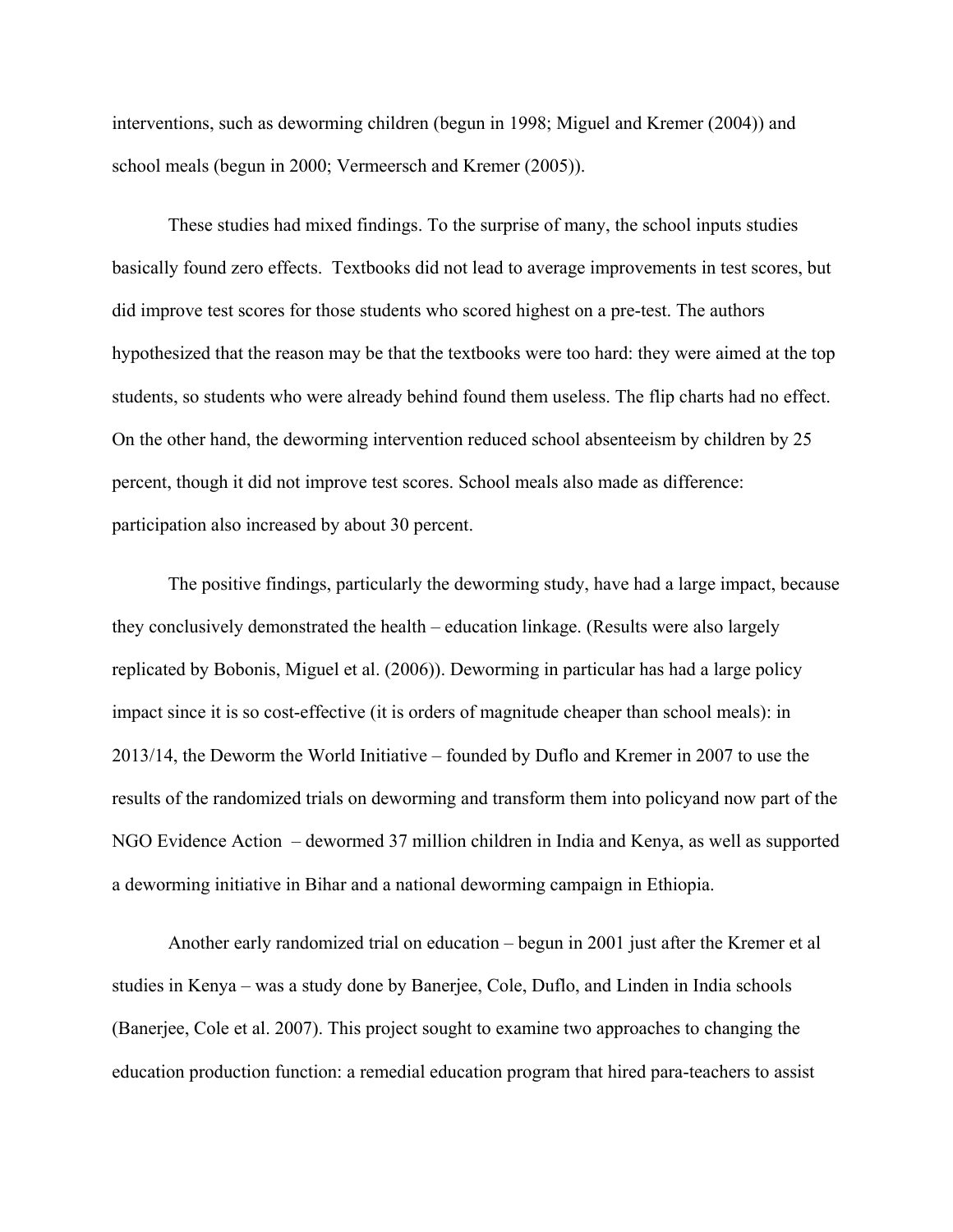interventions, such as deworming children (begun in 1998; Miguel and Kremer (2004)) and school meals (begun in 2000; Vermeersch and Kremer (2005)).

These studies had mixed findings. To the surprise of many, the school inputs studies basically found zero effects. Textbooks did not lead to average improvements in test scores, but did improve test scores for those students who scored highest on a pre-test. The authors hypothesized that the reason may be that the textbooks were too hard: they were aimed at the top students, so students who were already behind found them useless. The flip charts had no effect. On the other hand, the deworming intervention reduced school absenteeism by children by 25 percent, though it did not improve test scores. School meals also made as difference: participation also increased by about 30 percent.

The positive findings, particularly the deworming study, have had a large impact, because they conclusively demonstrated the health – education linkage. (Results were also largely replicated by Bobonis, Miguel et al. (2006)). Deworming in particular has had a large policy impact since it is so cost-effective (it is orders of magnitude cheaper than school meals): in 2013/14, the Deworm the World Initiative – founded by Duflo and Kremer in 2007 to use the results of the randomized trials on deworming and transform them into policyand now part of the NGO Evidence Action – dewormed 37 million children in India and Kenya, as well as supported a deworming initiative in Bihar and a national deworming campaign in Ethiopia.

Another early randomized trial on education – begun in 2001 just after the Kremer et al studies in Kenya – was a study done by Banerjee, Cole, Duflo, and Linden in India schools (Banerjee, Cole et al. 2007). This project sought to examine two approaches to changing the education production function: a remedial education program that hired para-teachers to assist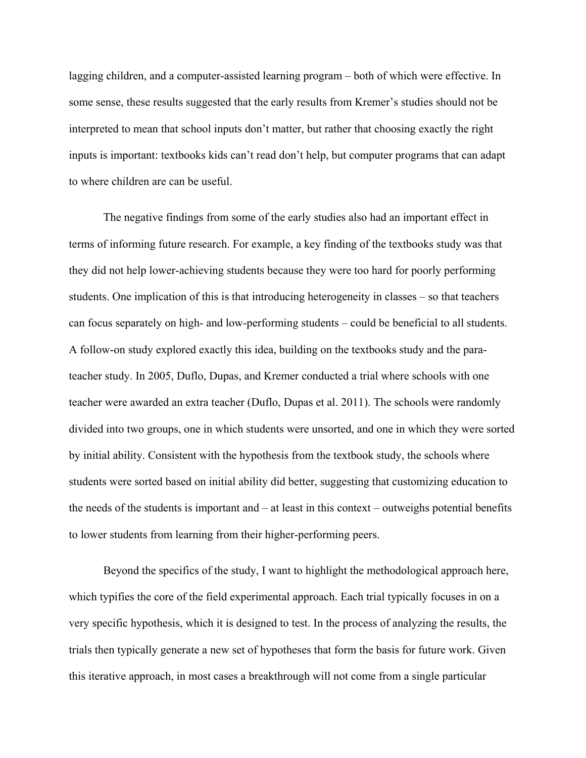lagging children, and a computer-assisted learning program – both of which were effective. In some sense, these results suggested that the early results from Kremer's studies should not be interpreted to mean that school inputs don't matter, but rather that choosing exactly the right inputs is important: textbooks kids can't read don't help, but computer programs that can adapt to where children are can be useful.

The negative findings from some of the early studies also had an important effect in terms of informing future research. For example, a key finding of the textbooks study was that they did not help lower-achieving students because they were too hard for poorly performing students. One implication of this is that introducing heterogeneity in classes – so that teachers can focus separately on high- and low-performing students – could be beneficial to all students. A follow-on study explored exactly this idea, building on the textbooks study and the para-teacher study. In 2005, Duflo, Dupas, and Kremer conducted a trial where schools with one teacher were awarded an extra teacher (Duflo, Dupas et al. 2011). The schools were randomly divided into two groups, one in which students were unsorted, and one in which they were sorted by initial ability. Consistent with the hypothesis from the textbook study, the schools where students were sorted based on initial ability did better, suggesting that customizing education to the needs of the students is important and – at least in this context – outweighs potential benefits to lower students from learning from their higher-performing peers.

Beyond the specifics of the study, I want to highlight the methodological approach here, which typifies the core of the field experimental approach. Each trial typically focuses in on a very specific hypothesis, which it is designed to test. In the process of analyzing the results, the trials then typically generate a new set of hypotheses that form the basis for future work. Given this iterative approach, in most cases a breakthrough will not come from a single particular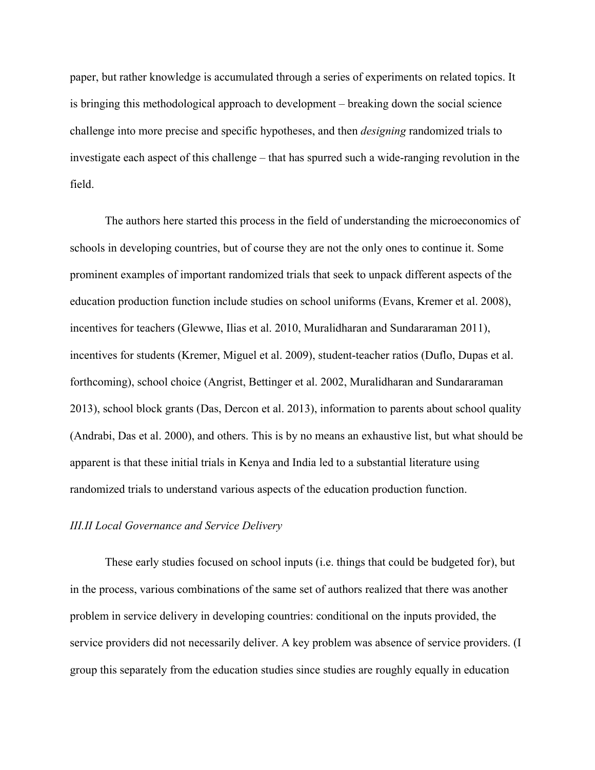paper, but rather knowledge is accumulated through a series of experiments on related topics. It is bringing this methodological approach to development – breaking down the social science challenge into more precise and specific hypotheses, and then *designing* randomized trials to investigate each aspect of this challenge – that has spurred such a wide-ranging revolution in the field.

The authors here started this process in the field of understanding the microeconomics of schools in developing countries, but of course they are not the only ones to continue it. Some prominent examples of important randomized trials that seek to unpack different aspects of the education production function include studies on school uniforms (Evans, Kremer et al. 2008), incentives for teachers (Glewwe, Ilias et al. 2010, Muralidharan and Sundararaman 2011), incentives for students (Kremer, Miguel et al. 2009), student-teacher ratios (Duflo, Dupas et al. forthcoming), school choice (Angrist, Bettinger et al. 2002, Muralidharan and Sundararaman 2013), school block grants (Das, Dercon et al. 2013), information to parents about school quality (Andrabi, Das et al. 2000), and others. This is by no means an exhaustive list, but what should be apparent is that these initial trials in Kenya and India led to a substantial literature using randomized trials to understand various aspects of the education production function.

### *III.II Local Governance and Service Delivery*

These early studies focused on school inputs (i.e. things that could be budgeted for), but in the process, various combinations of the same set of authors realized that there was another problem in service delivery in developing countries: conditional on the inputs provided, the service providers did not necessarily deliver. A key problem was absence of service providers. (I group this separately from the education studies since studies are roughly equally in education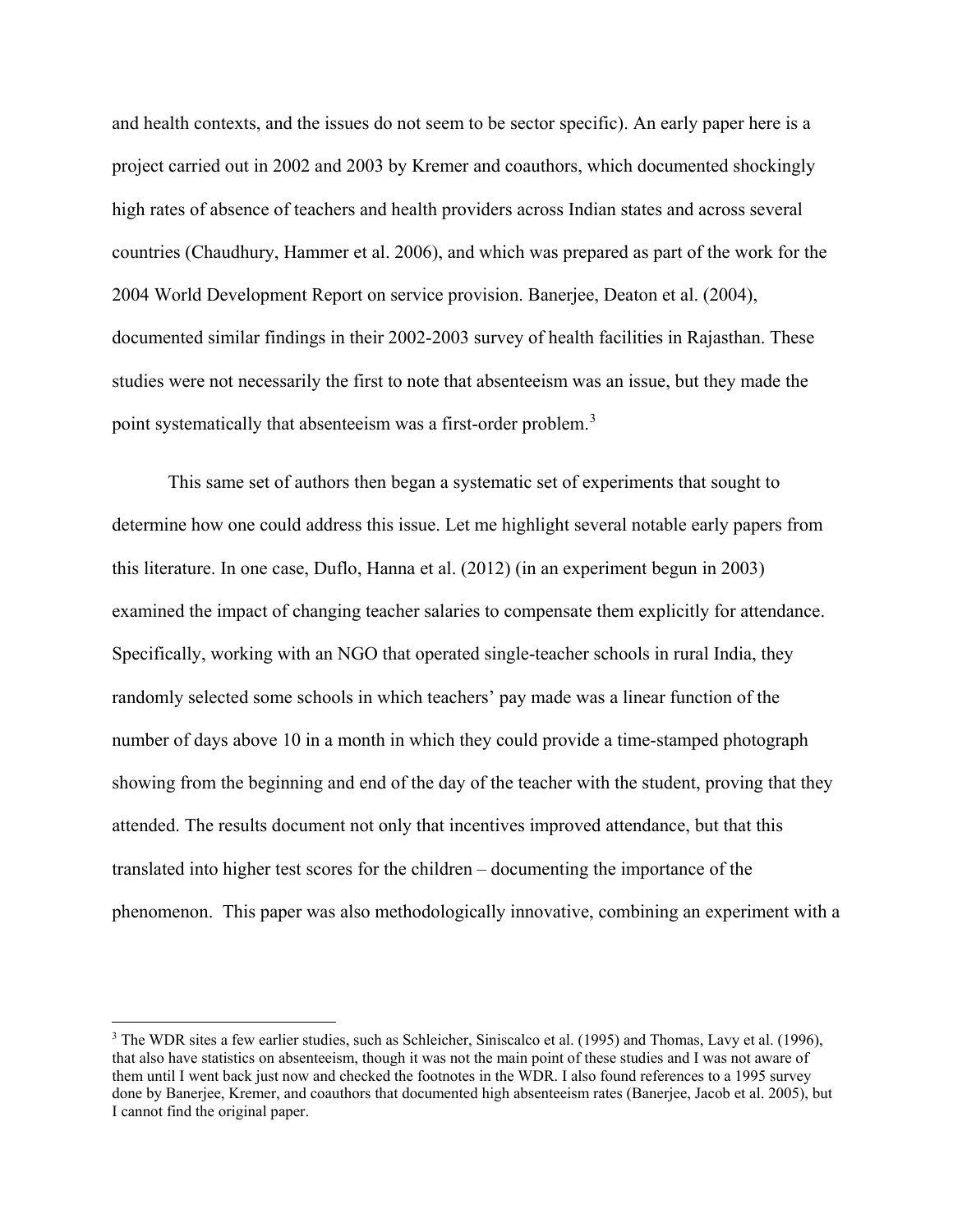and health contexts, and the issues do not seem to be sector specific). An early paper here is a project carried out in 2002 and 2003 by Kremer and coauthors, which documented shockingly high rates of absence of teachers and health providers across Indian states and across several countries (Chaudhury, Hammer et al. 2006), and which was prepared as part of the work for the 2004 World Development Report on service provision. Banerjee, Deaton et al. (2004), documented similar findings in their 2002-2003 survey of health facilities in Rajasthan. These studies were not necessarily the first to note that absenteeism was an issue, but they made the point systematically that absenteeism was a first-order problem.[3]

This same set of authors then began a systematic set of experiments that sought to determine how one could address this issue. Let me highlight several notable early papers from this literature. In one case, Duflo, Hanna et al. (2012) (in an experiment begun in 2003) examined the impact of changing teacher salaries to compensate them explicitly for attendance. Specifically, working with an NGO that operated single-teacher schools in rural India, they randomly selected some schools in which teachers' pay made was a linear function of the number of days above 10 in a month in which they could provide a time-stamped photograph showing from the beginning and end of the day of the teacher with the student, proving that they attended. The results document not only that incentives improved attendance, but that this translated into higher test scores for the children – documenting the importance of the phenomenon. This paper was also methodologically innovative, combining an experiment with a

[3] The WDR sites a few earlier studies, such as Schleicher, Siniscalco et al. (1995) and Thomas, Lavy et al. (1996), that also have statistics on absenteeism, though it was not the main point of these studies and I was not aware of them until I went back just now and checked the footnotes in the WDR. I also found references to a 1995 survey done by Banerjee, Kremer, and coauthors that documented high absenteeism rates (Banerjee, Jacob et al. 2005), but I cannot find the original paper.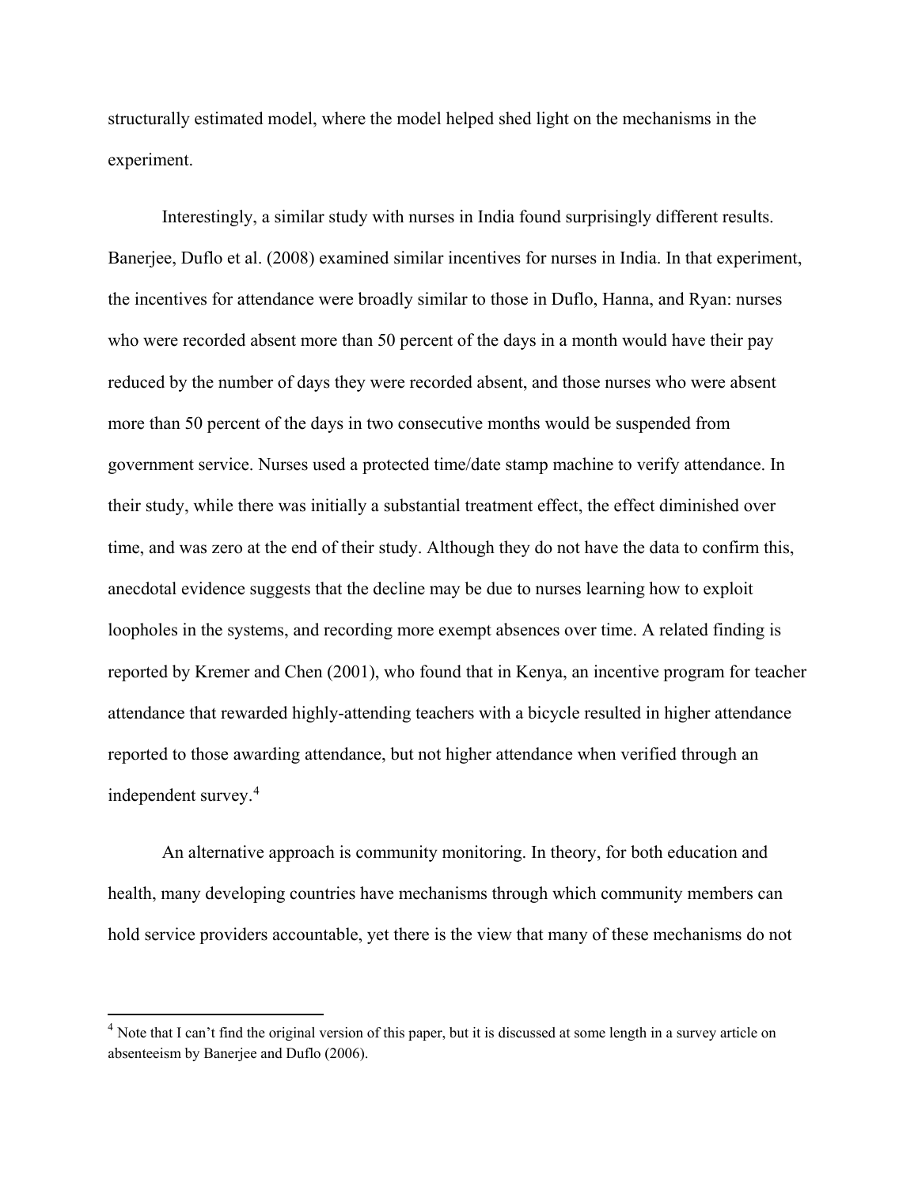structurally estimated model, where the model helped shed light on the mechanisms in the experiment.

Interestingly, a similar study with nurses in India found surprisingly different results. Banerjee, Duflo et al. (2008) examined similar incentives for nurses in India. In that experiment, the incentives for attendance were broadly similar to those in Duflo, Hanna, and Ryan: nurses who were recorded absent more than 50 percent of the days in a month would have their pay reduced by the number of days they were recorded absent, and those nurses who were absent more than 50 percent of the days in two consecutive months would be suspended from government service. Nurses used a protected time/date stamp machine to verify attendance. In their study, while there was initially a substantial treatment effect, the effect diminished over time, and was zero at the end of their study. Although they do not have the data to confirm this, anecdotal evidence suggests that the decline may be due to nurses learning how to exploit loopholes in the systems, and recording more exempt absences over time. A related finding is reported by Kremer and Chen (2001), who found that in Kenya, an incentive program for teacher attendance that rewarded highly-attending teachers with a bicycle resulted in higher attendance reported to those awarding attendance, but not higher attendance when verified through an independent survey.[4]

An alternative approach is community monitoring. In theory, for both education and health, many developing countries have mechanisms through which community members can hold service providers accountable, yet there is the view that many of these mechanisms do not

[4] Note that I can't find the original version of this paper, but it is discussed at some length in a survey article on absenteeism by Banerjee and Duflo (2006).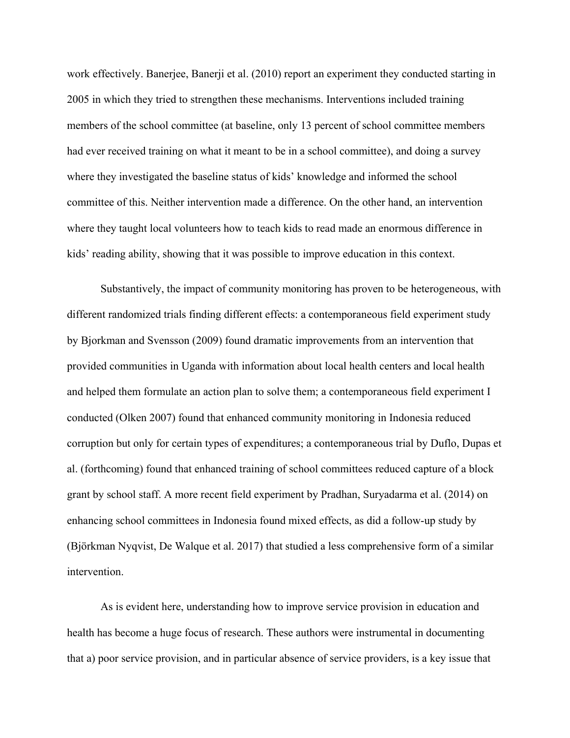work effectively. Banerjee, Banerji et al. (2010) report an experiment they conducted starting in 2005 in which they tried to strengthen these mechanisms. Interventions included training members of the school committee (at baseline, only 13 percent of school committee members had ever received training on what it meant to be in a school committee), and doing a survey where they investigated the baseline status of kids' knowledge and informed the school committee of this. Neither intervention made a difference. On the other hand, an intervention where they taught local volunteers how to teach kids to read made an enormous difference in kids' reading ability, showing that it was possible to improve education in this context.

Substantively, the impact of community monitoring has proven to be heterogeneous, with different randomized trials finding different effects: a contemporaneous field experiment study by Bjorkman and Svensson (2009) found dramatic improvements from an intervention that provided communities in Uganda with information about local health centers and local health and helped them formulate an action plan to solve them; a contemporaneous field experiment I conducted (Olken 2007) found that enhanced community monitoring in Indonesia reduced corruption but only for certain types of expenditures; a contemporaneous trial by Duflo, Dupas et al. (forthcoming) found that enhanced training of school committees reduced capture of a block grant by school staff. A more recent field experiment by Pradhan, Suryadarma et al. (2014) on enhancing school committees in Indonesia found mixed effects, as did a follow-up study by (Björkman Nyqvist, De Walque et al. 2017) that studied a less comprehensive form of a similar intervention.

As is evident here, understanding how to improve service provision in education and health has become a huge focus of research. These authors were instrumental in documenting that a) poor service provision, and in particular absence of service providers, is a key issue that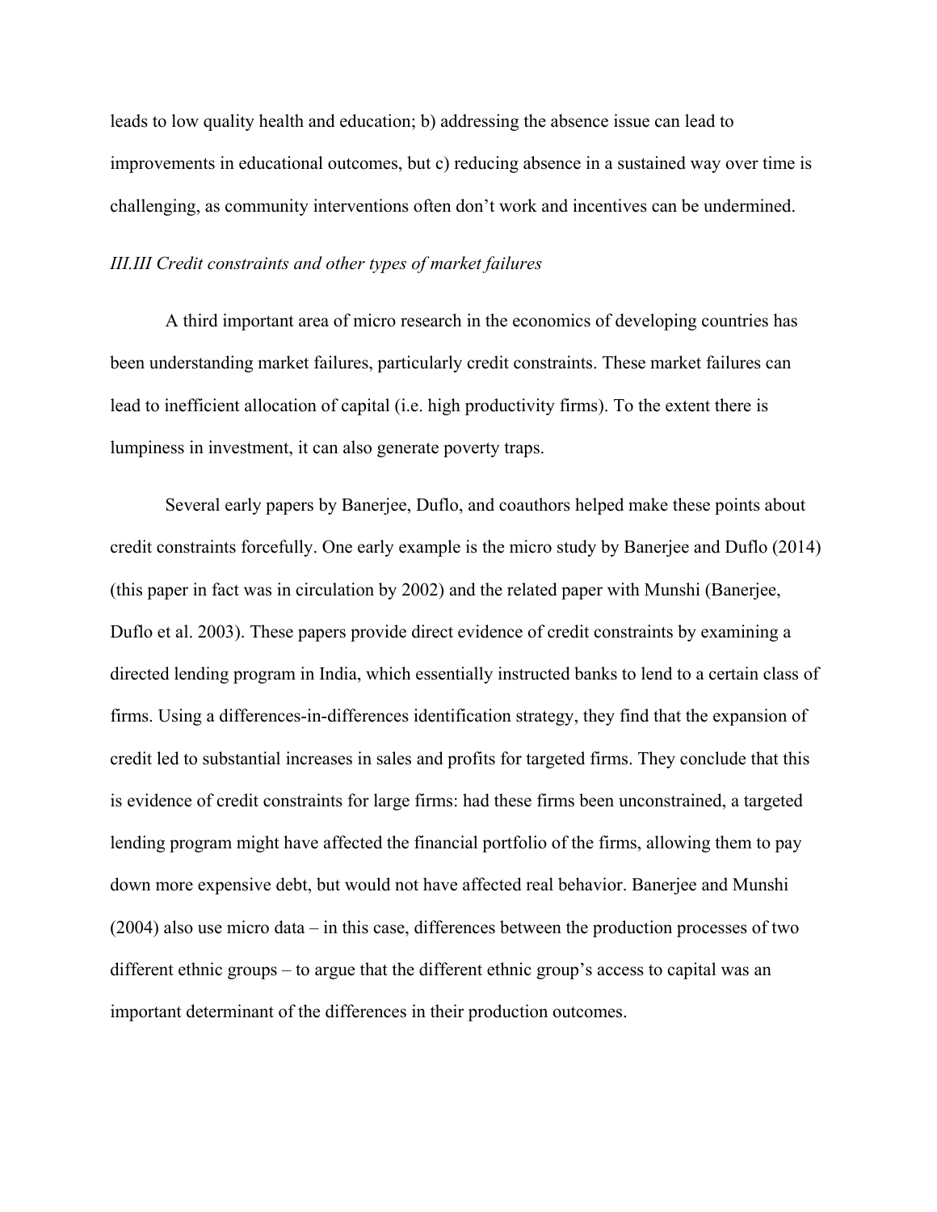leads to low quality health and education; b) addressing the absence issue can lead to improvements in educational outcomes, but c) reducing absence in a sustained way over time is challenging, as community interventions often don't work and incentives can be undermined.

### *III.III Credit constraints and other types of market failures*

A third important area of micro research in the economics of developing countries has been understanding market failures, particularly credit constraints. These market failures can lead to inefficient allocation of capital (i.e. high productivity firms). To the extent there is lumpiness in investment, it can also generate poverty traps.

Several early papers by Banerjee, Duflo, and coauthors helped make these points about credit constraints forcefully. One early example is the micro study by Banerjee and Duflo (2014) (this paper in fact was in circulation by 2002) and the related paper with Munshi (Banerjee, Duflo et al. 2003). These papers provide direct evidence of credit constraints by examining a directed lending program in India, which essentially instructed banks to lend to a certain class of firms. Using a differences-in-differences identification strategy, they find that the expansion of credit led to substantial increases in sales and profits for targeted firms. They conclude that this is evidence of credit constraints for large firms: had these firms been unconstrained, a targeted lending program might have affected the financial portfolio of the firms, allowing them to pay down more expensive debt, but would not have affected real behavior. Banerjee and Munshi (2004) also use micro data – in this case, differences between the production processes of two different ethnic groups – to argue that the different ethnic group's access to capital was an important determinant of the differences in their production outcomes.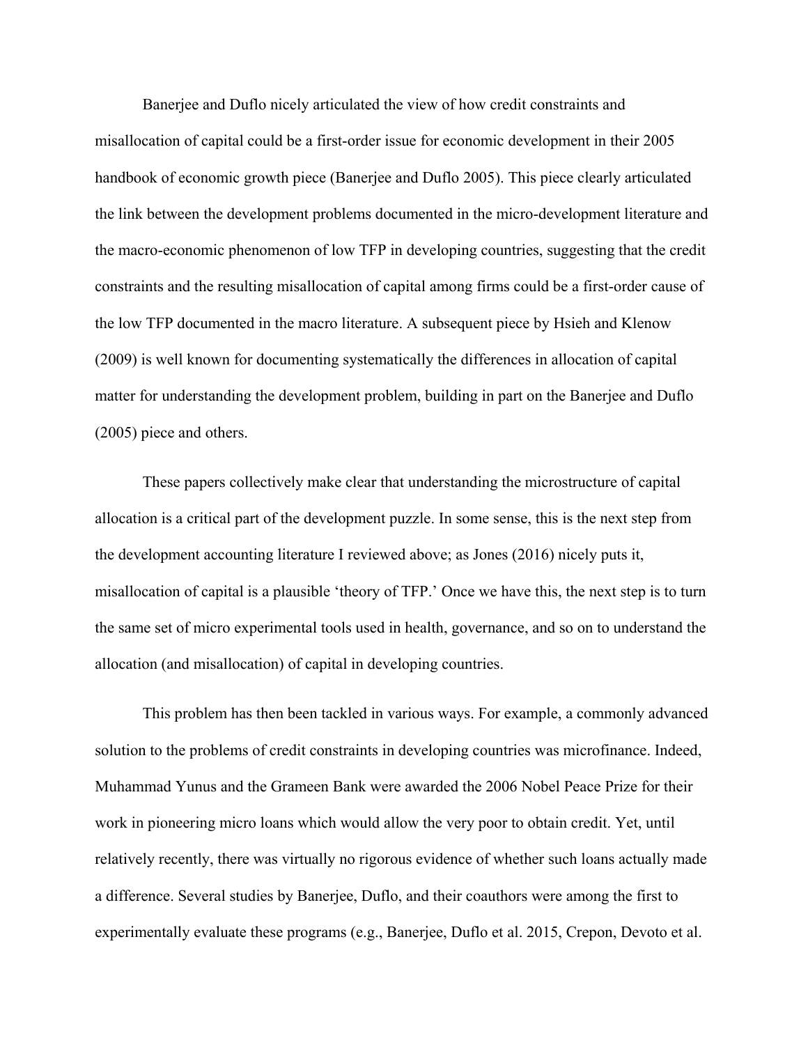Banerjee and Duflo nicely articulated the view of how credit constraints and misallocation of capital could be a first-order issue for economic development in their 2005 handbook of economic growth piece (Banerjee and Duflo 2005). This piece clearly articulated the link between the development problems documented in the micro-development literature and the macro-economic phenomenon of low TFP in developing countries, suggesting that the credit constraints and the resulting misallocation of capital among firms could be a first-order cause of the low TFP documented in the macro literature. A subsequent piece by Hsieh and Klenow (2009) is well known for documenting systematically the differences in allocation of capital matter for understanding the development problem, building in part on the Banerjee and Duflo (2005) piece and others.

These papers collectively make clear that understanding the microstructure of capital allocation is a critical part of the development puzzle. In some sense, this is the next step from the development accounting literature I reviewed above; as Jones (2016) nicely puts it, misallocation of capital is a plausible 'theory of TFP.' Once we have this, the next step is to turn the same set of micro experimental tools used in health, governance, and so on to understand the allocation (and misallocation) of capital in developing countries.

This problem has then been tackled in various ways. For example, a commonly advanced solution to the problems of credit constraints in developing countries was microfinance. Indeed, Muhammad Yunus and the Grameen Bank were awarded the 2006 Nobel Peace Prize for their work in pioneering micro loans which would allow the very poor to obtain credit. Yet, until relatively recently, there was virtually no rigorous evidence of whether such loans actually made a difference. Several studies by Banerjee, Duflo, and their coauthors were among the first to experimentally evaluate these programs (e.g., Banerjee, Duflo et al. 2015, Crepon, Devoto et al.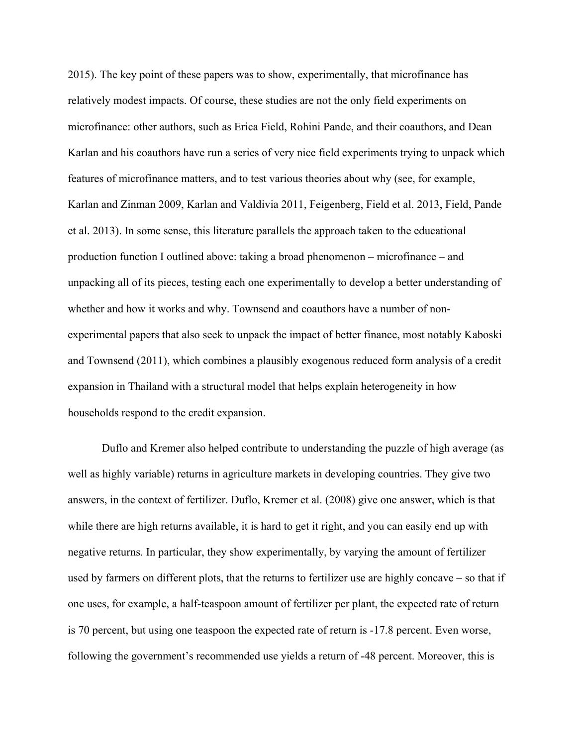2015). The key point of these papers was to show, experimentally, that microfinance has relatively modest impacts. Of course, these studies are not the only field experiments on microfinance: other authors, such as Erica Field, Rohini Pande, and their coauthors, and Dean Karlan and his coauthors have run a series of very nice field experiments trying to unpack which features of microfinance matters, and to test various theories about why (see, for example, Karlan and Zinman 2009, Karlan and Valdivia 2011, Feigenberg, Field et al. 2013, Field, Pande et al. 2013). In some sense, this literature parallels the approach taken to the educational production function I outlined above: taking a broad phenomenon – microfinance – and unpacking all of its pieces, testing each one experimentally to develop a better understanding of whether and how it works and why. Townsend and coauthors have a number of non-experimental papers that also seek to unpack the impact of better finance, most notably Kaboski and Townsend (2011), which combines a plausibly exogenous reduced form analysis of a credit expansion in Thailand with a structural model that helps explain heterogeneity in how households respond to the credit expansion.

Duflo and Kremer also helped contribute to understanding the puzzle of high average (as well as highly variable) returns in agriculture markets in developing countries. They give two answers, in the context of fertilizer. Duflo, Kremer et al. (2008) give one answer, which is that while there are high returns available, it is hard to get it right, and you can easily end up with negative returns. In particular, they show experimentally, by varying the amount of fertilizer used by farmers on different plots, that the returns to fertilizer use are highly concave – so that if one uses, for example, a half-teaspoon amount of fertilizer per plant, the expected rate of return is 70 percent, but using one teaspoon the expected rate of return is -17.8 percent. Even worse, following the government's recommended use yields a return of -48 percent. Moreover, this is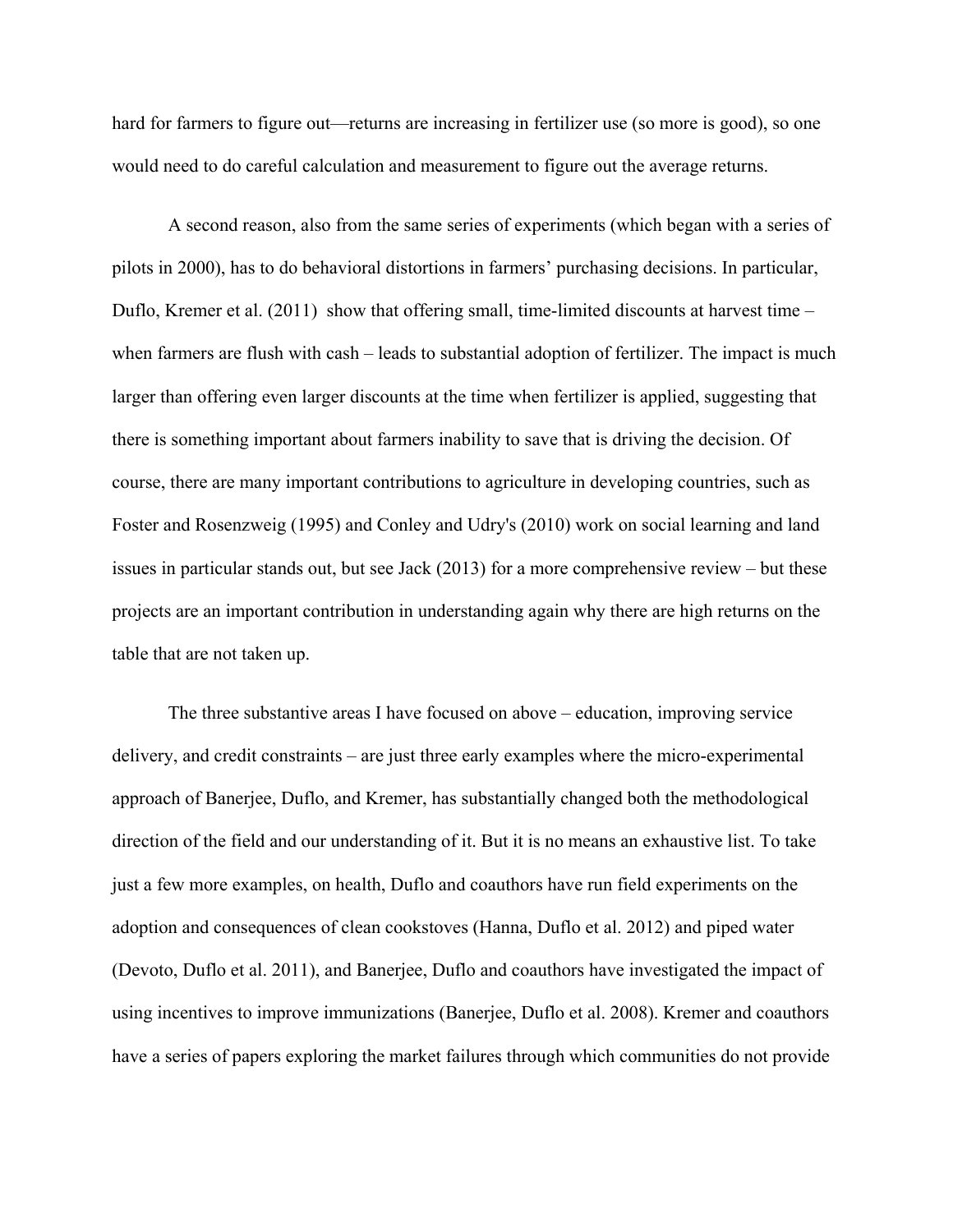hard for farmers to figure out—returns are increasing in fertilizer use (so more is good), so one would need to do careful calculation and measurement to figure out the average returns.

A second reason, also from the same series of experiments (which began with a series of pilots in 2000), has to do behavioral distortions in farmers' purchasing decisions. In particular, Duflo, Kremer et al. (2011) show that offering small, time-limited discounts at harvest time – when farmers are flush with cash – leads to substantial adoption of fertilizer. The impact is much larger than offering even larger discounts at the time when fertilizer is applied, suggesting that there is something important about farmers inability to save that is driving the decision. Of course, there are many important contributions to agriculture in developing countries, such as Foster and Rosenzweig (1995) and Conley and Udry's (2010) work on social learning and land issues in particular stands out, but see Jack (2013) for a more comprehensive review – but these projects are an important contribution in understanding again why there are high returns on the table that are not taken up.

The three substantive areas I have focused on above – education, improving service delivery, and credit constraints – are just three early examples where the micro-experimental approach of Banerjee, Duflo, and Kremer, has substantially changed both the methodological direction of the field and our understanding of it. But it is no means an exhaustive list. To take just a few more examples, on health, Duflo and coauthors have run field experiments on the adoption and consequences of clean cookstoves (Hanna, Duflo et al. 2012) and piped water (Devoto, Duflo et al. 2011), and Banerjee, Duflo and coauthors have investigated the impact of using incentives to improve immunizations (Banerjee, Duflo et al. 2008). Kremer and coauthors have a series of papers exploring the market failures through which communities do not provide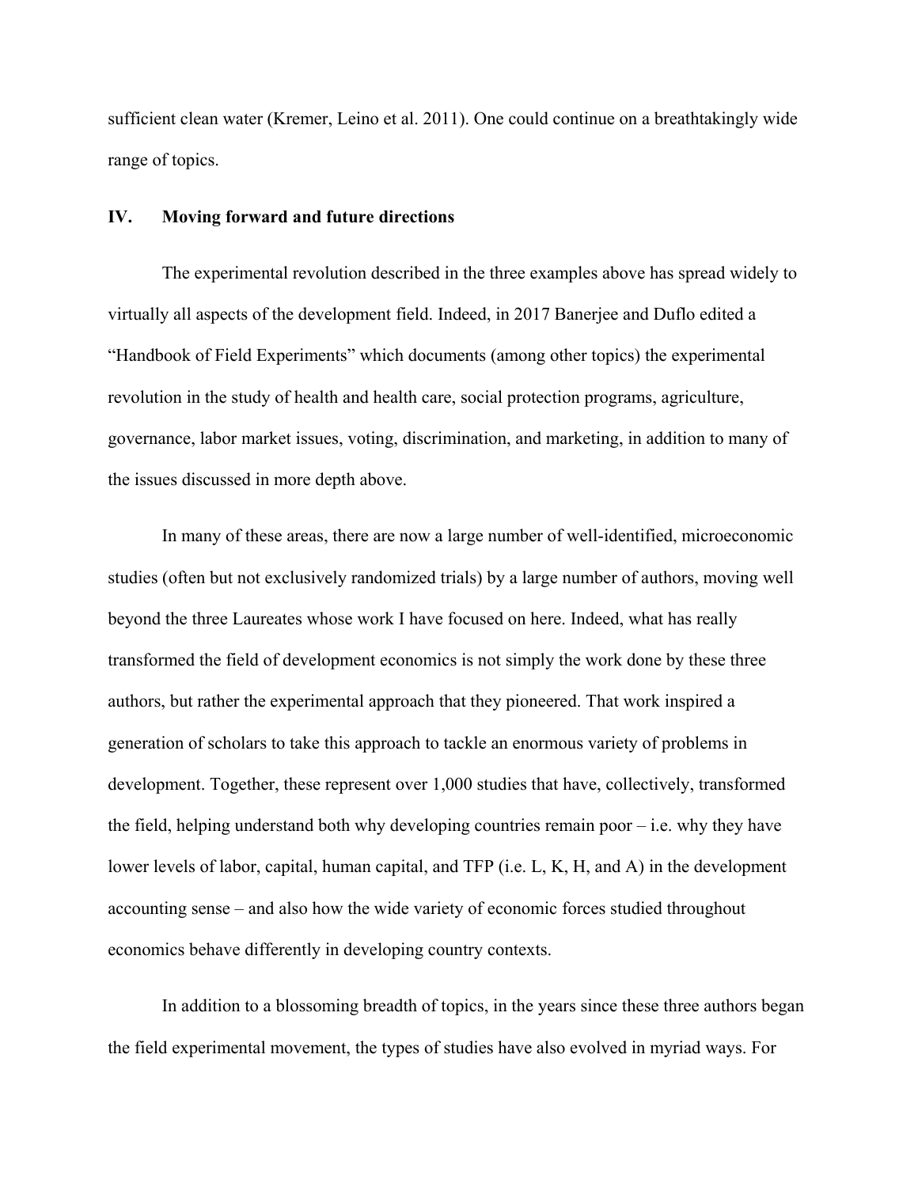sufficient clean water (Kremer, Leino et al. 2011). One could continue on a breathtakingly wide range of topics.

## IV. Moving forward and future directions

The experimental revolution described in the three examples above has spread widely to virtually all aspects of the development field. Indeed, in 2017 Banerjee and Duflo edited a "Handbook of Field Experiments" which documents (among other topics) the experimental revolution in the study of health and health care, social protection programs, agriculture, governance, labor market issues, voting, discrimination, and marketing, in addition to many of the issues discussed in more depth above.

In many of these areas, there are now a large number of well-identified, microeconomic studies (often but not exclusively randomized trials) by a large number of authors, moving well beyond the three Laureates whose work I have focused on here. Indeed, what has really transformed the field of development economics is not simply the work done by these three authors, but rather the experimental approach that they pioneered. That work inspired a generation of scholars to take this approach to tackle an enormous variety of problems in development. Together, these represent over 1,000 studies that have, collectively, transformed the field, helping understand both why developing countries remain poor – i.e. why they have lower levels of labor, capital, human capital, and TFP (i.e. L, K, H, and A) in the development accounting sense – and also how the wide variety of economic forces studied throughout economics behave differently in developing country contexts.

In addition to a blossoming breadth of topics, in the years since these three authors began the field experimental movement, the types of studies have also evolved in myriad ways. For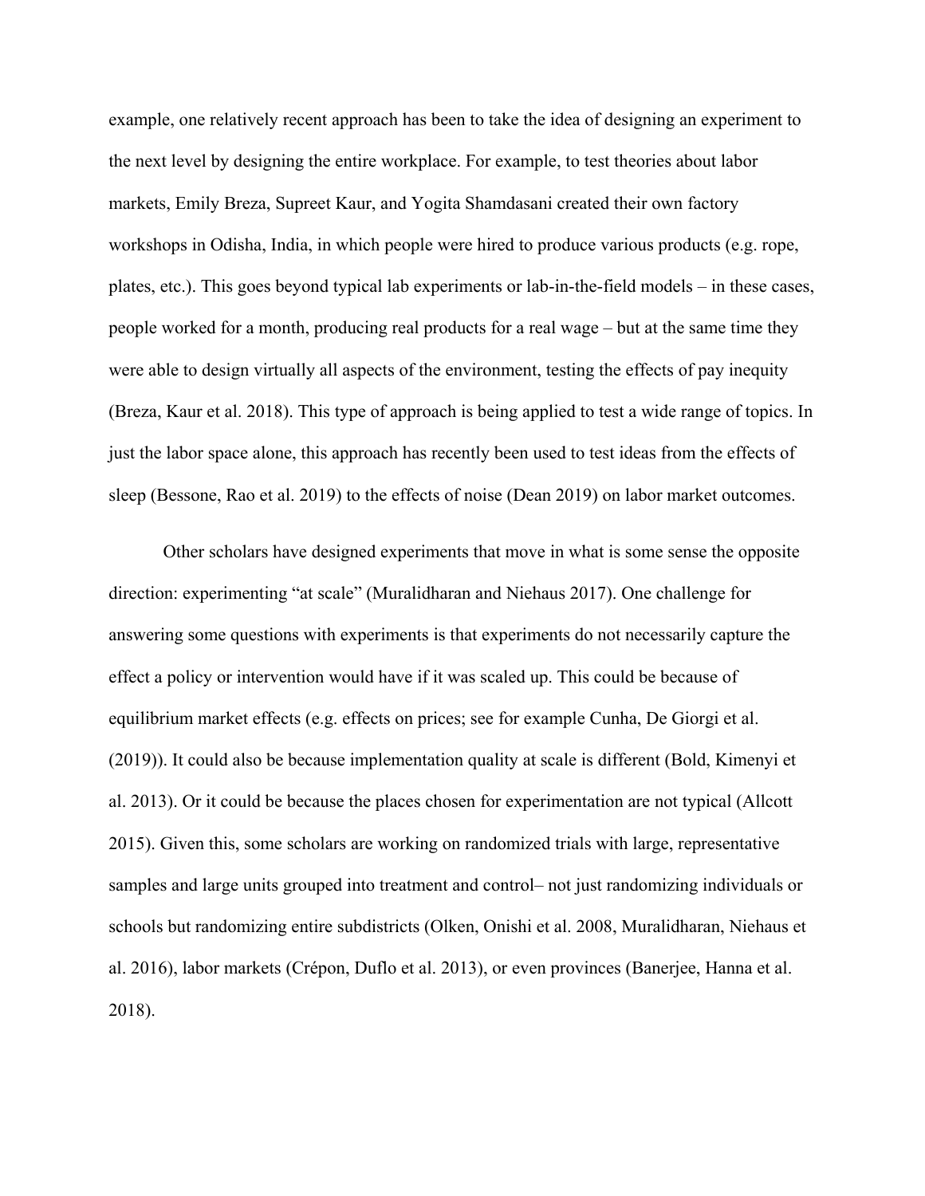example, one relatively recent approach has been to take the idea of designing an experiment to the next level by designing the entire workplace. For example, to test theories about labor markets, Emily Breza, Supreet Kaur, and Yogita Shamdasani created their own factory workshops in Odisha, India, in which people were hired to produce various products (e.g. rope, plates, etc.). This goes beyond typical lab experiments or lab-in-the-field models – in these cases, people worked for a month, producing real products for a real wage – but at the same time they were able to design virtually all aspects of the environment, testing the effects of pay inequity (Breza, Kaur et al. 2018). This type of approach is being applied to test a wide range of topics. In just the labor space alone, this approach has recently been used to test ideas from the effects of sleep (Bessone, Rao et al. 2019) to the effects of noise (Dean 2019) on labor market outcomes.

Other scholars have designed experiments that move in what is some sense the opposite direction: experimenting "at scale" (Muralidharan and Niehaus 2017). One challenge for answering some questions with experiments is that experiments do not necessarily capture the effect a policy or intervention would have if it was scaled up. This could be because of equilibrium market effects (e.g. effects on prices; see for example Cunha, De Giorgi et al. (2019)). It could also be because implementation quality at scale is different (Bold, Kimenyi et al. 2013). Or it could be because the places chosen for experimentation are not typical (Allcott 2015). Given this, some scholars are working on randomized trials with large, representative samples and large units grouped into treatment and control– not just randomizing individuals or schools but randomizing entire subdistricts (Olken, Onishi et al. 2008, Muralidharan, Niehaus et al. 2016), labor markets (Crépon, Duflo et al. 2013), or even provinces (Banerjee, Hanna et al. 2018).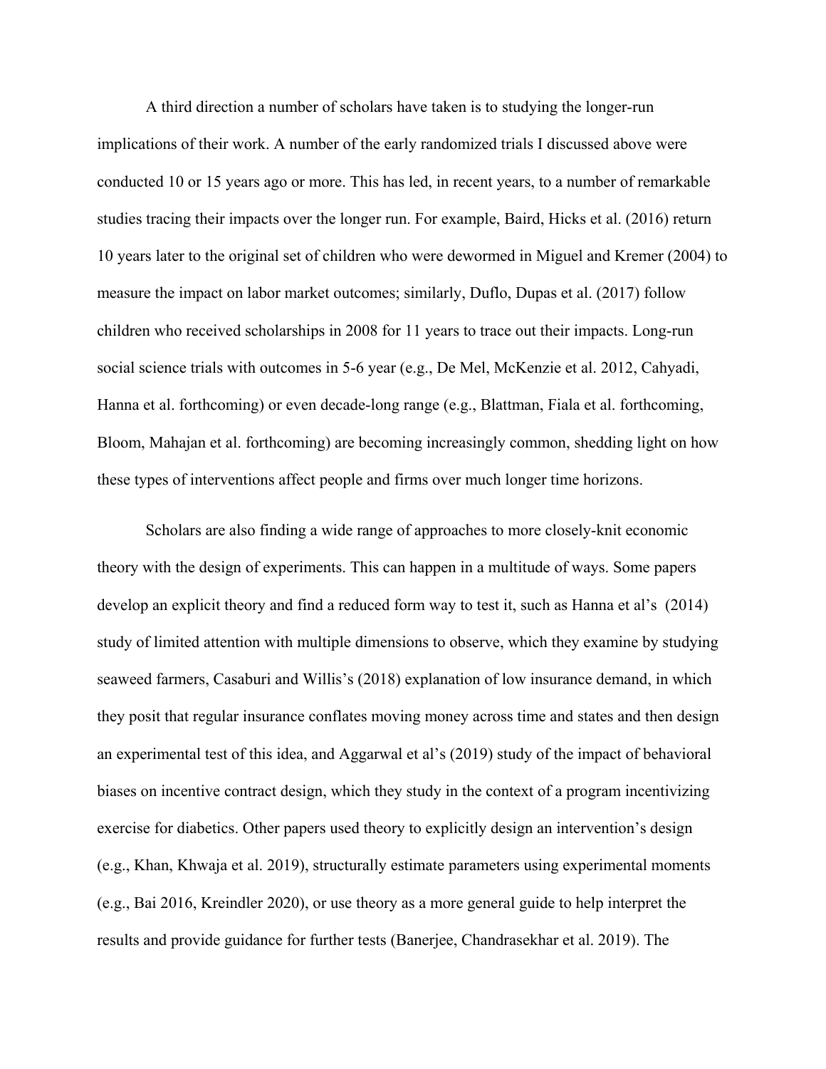A third direction a number of scholars have taken is to studying the longer-run implications of their work. A number of the early randomized trials I discussed above were conducted 10 or 15 years ago or more. This has led, in recent years, to a number of remarkable studies tracing their impacts over the longer run. For example, Baird, Hicks et al. (2016) return 10 years later to the original set of children who were dewormed in Miguel and Kremer (2004) to measure the impact on labor market outcomes; similarly, Duflo, Dupas et al. (2017) follow children who received scholarships in 2008 for 11 years to trace out their impacts. Long-run social science trials with outcomes in 5-6 year (e.g., De Mel, McKenzie et al. 2012, Cahyadi, Hanna et al. forthcoming) or even decade-long range (e.g., Blattman, Fiala et al. forthcoming, Bloom, Mahajan et al. forthcoming) are becoming increasingly common, shedding light on how these types of interventions affect people and firms over much longer time horizons.

Scholars are also finding a wide range of approaches to more closely-knit economic theory with the design of experiments. This can happen in a multitude of ways. Some papers develop an explicit theory and find a reduced form way to test it, such as Hanna et al's (2014) study of limited attention with multiple dimensions to observe, which they examine by studying seaweed farmers, Casaburi and Willis's (2018) explanation of low insurance demand, in which they posit that regular insurance conflates moving money across time and states and then design an experimental test of this idea, and Aggarwal et al's (2019) study of the impact of behavioral biases on incentive contract design, which they study in the context of a program incentivizing exercise for diabetics. Other papers used theory to explicitly design an intervention's design (e.g., Khan, Khwaja et al. 2019), structurally estimate parameters using experimental moments (e.g., Bai 2016, Kreindler 2020), or use theory as a more general guide to help interpret the results and provide guidance for further tests (Banerjee, Chandrasekhar et al. 2019). The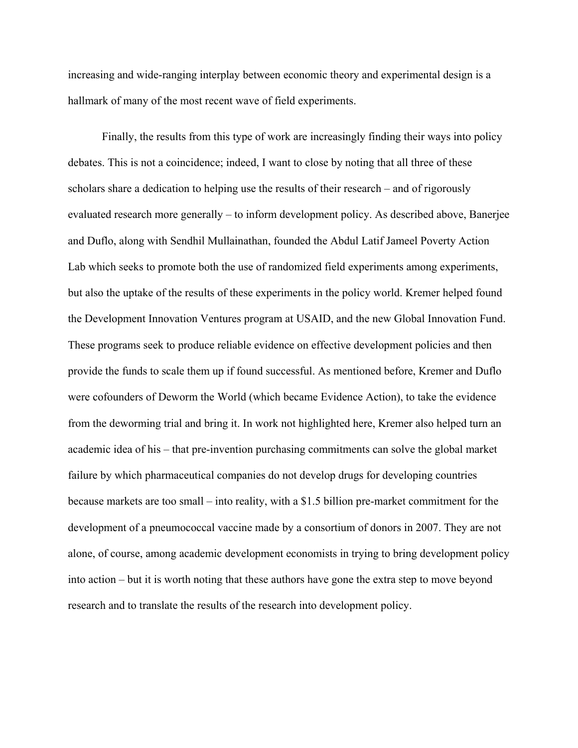increasing and wide-ranging interplay between economic theory and experimental design is a hallmark of many of the most recent wave of field experiments.

Finally, the results from this type of work are increasingly finding their ways into policy debates. This is not a coincidence; indeed, I want to close by noting that all three of these scholars share a dedication to helping use the results of their research – and of rigorously evaluated research more generally – to inform development policy. As described above, Banerjee and Duflo, along with Sendhil Mullainathan, founded the Abdul Latif Jameel Poverty Action Lab which seeks to promote both the use of randomized field experiments among experiments, but also the uptake of the results of these experiments in the policy world. Kremer helped found the Development Innovation Ventures program at USAID, and the new Global Innovation Fund. These programs seek to produce reliable evidence on effective development policies and then provide the funds to scale them up if found successful. As mentioned before, Kremer and Duflo were cofounders of Deworm the World (which became Evidence Action), to take the evidence from the deworming trial and bring it. In work not highlighted here, Kremer also helped turn an academic idea of his – that pre-invention purchasing commitments can solve the global market failure by which pharmaceutical companies do not develop drugs for developing countries because markets are too small – into reality, with a $1.5 billion pre-market commitment for the development of a pneumococcal vaccine made by a consortium of donors in 2007. They are not alone, of course, among academic development economists in trying to bring development policy into action – but it is worth noting that these authors have gone the extra step to move beyond research and to translate the results of the research into development policy.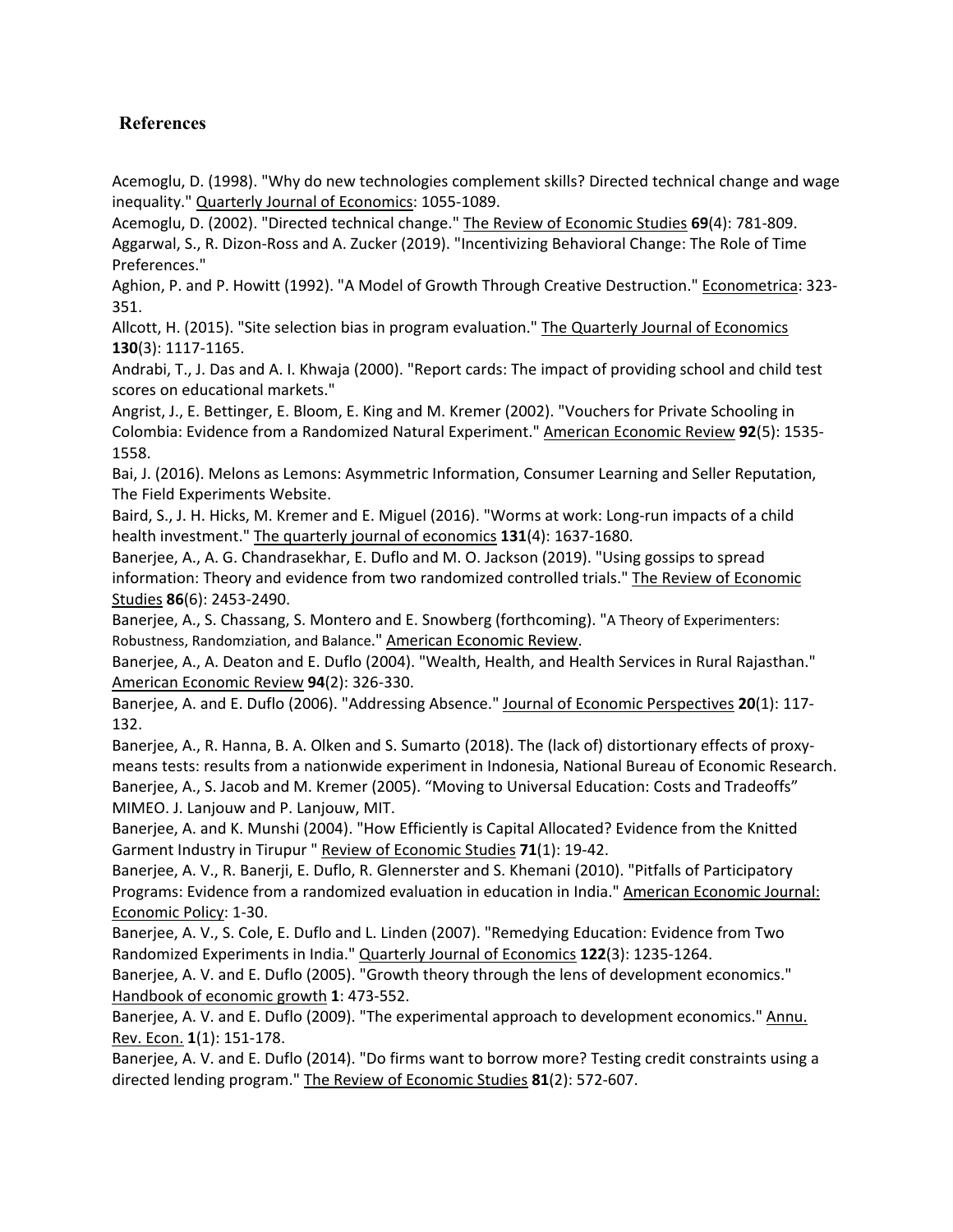## References

Acemoglu, D. (1998). "Why do new technologies complement skills? Directed technical change and wage inequality." Quarterly Journal of Economics: 1055-1089.

Acemoglu, D. (2002). "Directed technical change." The Review of Economic Studies **69**(4): 781-809.

Aggarwal, S., R. Dizon-Ross and A. Zucker (2019). "Incentivizing Behavioral Change: The Role of Time Preferences."

Aghion, P. and P. Howitt (1992). "A Model of Growth Through Creative Destruction." Econometrica: 323-351.

Allcott, H. (2015). "Site selection bias in program evaluation." The Quarterly Journal of Economics **130**(3): 1117-1165.

Andrabi, T., J. Das and A. I. Khwaja (2000). "Report cards: The impact of providing school and child test scores on educational markets."

Angrist, J., E. Bettinger, E. Bloom, E. King and M. Kremer (2002). "Vouchers for Private Schooling in Colombia: Evidence from a Randomized Natural Experiment." American Economic Review **92**(5): 1535-1558.

Bai, J. (2016). Melons as Lemons: Asymmetric Information, Consumer Learning and Seller Reputation, The Field Experiments Website.

Baird, S., J. H. Hicks, M. Kremer and E. Miguel (2016). "Worms at work: Long-run impacts of a child health investment." The quarterly journal of economics **131**(4): 1637-1680.

Banerjee, A., A. G. Chandrasekhar, E. Duflo and M. O. Jackson (2019). "Using gossips to spread information: Theory and evidence from two randomized controlled trials." The Review of Economic Studies **86**(6): 2453-2490.

Banerjee, A., S. Chassang, S. Montero and E. Snowberg (forthcoming). "A Theory of Experimenters: Robustness, Randomziation, and Balance." American Economic Review.

Banerjee, A., A. Deaton and E. Duflo (2004). "Wealth, Health, and Health Services in Rural Rajasthan." American Economic Review **94**(2): 326-330.

Banerjee, A. and E. Duflo (2006). "Addressing Absence." Journal of Economic Perspectives **20**(1): 117-132.

Banerjee, A., R. Hanna, B. A. Olken and S. Sumarto (2018). The (lack of) distortionary effects of proxy-means tests: results from a nationwide experiment in Indonesia, National Bureau of Economic Research.

Banerjee, A., S. Jacob and M. Kremer (2005). "Moving to Universal Education: Costs and Tradeoffs" MIMEO. J. Lanjouw and P. Lanjouw, MIT.

Banerjee, A. and K. Munshi (2004). "How Efficiently is Capital Allocated? Evidence from the Knitted Garment Industry in Tirupur " Review of Economic Studies **71**(1): 19-42.

Banerjee, A. V., R. Banerji, E. Duflo, R. Glennerster and S. Khemani (2010). "Pitfalls of Participatory Programs: Evidence from a randomized evaluation in education in India." American Economic Journal: Economic Policy: 1-30.

Banerjee, A. V., S. Cole, E. Duflo and L. Linden (2007). "Remedying Education: Evidence from Two Randomized Experiments in India." Quarterly Journal of Economics **122**(3): 1235-1264.

Banerjee, A. V. and E. Duflo (2005). "Growth theory through the lens of development economics." Handbook of economic growth **1**: 473-552.

Banerjee, A. V. and E. Duflo (2009). "The experimental approach to development economics." Annu. Rev. Econ. **1**(1): 151-178.

Banerjee, A. V. and E. Duflo (2014). "Do firms want to borrow more? Testing credit constraints using a directed lending program." The Review of Economic Studies **81**(2): 572-607.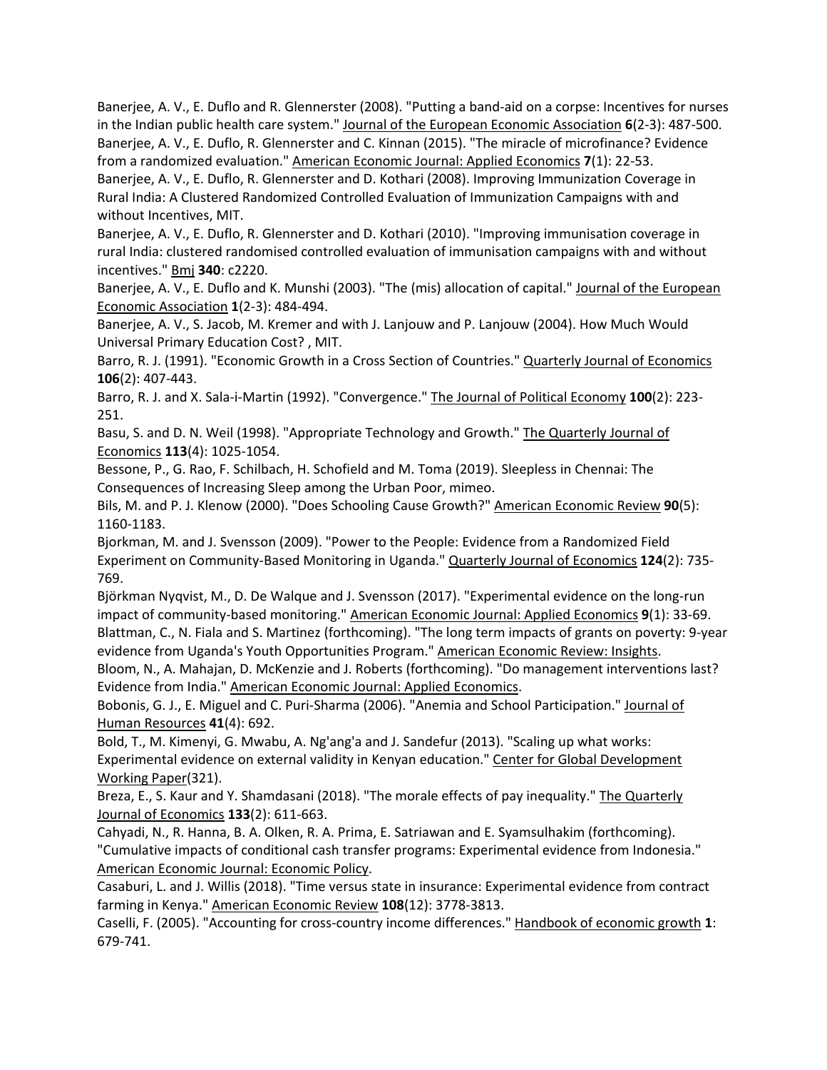Banerjee, A. V., E. Duflo and R. Glennerster (2008). "Putting a band-aid on a corpse: Incentives for nurses in the Indian public health care system." Journal of the European Economic Association **6**(2-3): 487-500.
Banerjee, A. V., E. Duflo, R. Glennerster and C. Kinnan (2015). "The miracle of microfinance? Evidence from a randomized evaluation." American Economic Journal: Applied Economics **7**(1): 22-53.
Banerjee, A. V., E. Duflo, R. Glennerster and D. Kothari (2008). Improving Immunization Coverage in Rural India: A Clustered Randomized Controlled Evaluation of Immunization Campaigns with and without Incentives, MIT.
Banerjee, A. V., E. Duflo, R. Glennerster and D. Kothari (2010). "Improving immunisation coverage in rural India: clustered randomised controlled evaluation of immunisation campaigns with and without incentives." Bmj **340**: c2220.
Banerjee, A. V., E. Duflo and K. Munshi (2003). "The (mis) allocation of capital." Journal of the European Economic Association **1**(2-3): 484-494.
Banerjee, A. V., S. Jacob, M. Kremer and with J. Lanjouw and P. Lanjouw (2004). How Much Would Universal Primary Education Cost? , MIT.
Barro, R. J. (1991). "Economic Growth in a Cross Section of Countries." Quarterly Journal of Economics **106**(2): 407-443.
Barro, R. J. and X. Sala-i-Martin (1992). "Convergence." The Journal of Political Economy **100**(2): 223-251.
Basu, S. and D. N. Weil (1998). "Appropriate Technology and Growth." The Quarterly Journal of Economics **113**(4): 1025-1054.
Bessone, P., G. Rao, F. Schilbach, H. Schofield and M. Toma (2019). Sleepless in Chennai: The Consequences of Increasing Sleep among the Urban Poor, mimeo.
Bils, M. and P. J. Klenow (2000). "Does Schooling Cause Growth?" American Economic Review **90**(5): 1160-1183.
Bjorkman, M. and J. Svensson (2009). "Power to the People: Evidence from a Randomized Field Experiment on Community-Based Monitoring in Uganda." Quarterly Journal of Economics **124**(2): 735-769.
Björkman Nyqvist, M., D. De Walque and J. Svensson (2017). "Experimental evidence on the long-run impact of community-based monitoring." American Economic Journal: Applied Economics **9**(1): 33-69.
Blattman, C., N. Fiala and S. Martinez (forthcoming). "The long term impacts of grants on poverty: 9-year evidence from Uganda's Youth Opportunities Program." American Economic Review: Insights.
Bloom, N., A. Mahajan, D. McKenzie and J. Roberts (forthcoming). "Do management interventions last? Evidence from India." American Economic Journal: Applied Economics.
Bobonis, G. J., E. Miguel and C. Puri-Sharma (2006). "Anemia and School Participation." Journal of Human Resources **41**(4): 692.
Bold, T., M. Kimenyi, G. Mwabu, A. Ng'ang'a and J. Sandefur (2013). "Scaling up what works: Experimental evidence on external validity in Kenyan education." Center for Global Development Working Paper(321).
Breza, E., S. Kaur and Y. Shamdasani (2018). "The morale effects of pay inequality." The Quarterly Journal of Economics **133**(2): 611-663.
Cahyadi, N., R. Hanna, B. A. Olken, R. A. Prima, E. Satriawan and E. Syamsulhakim (forthcoming). "Cumulative impacts of conditional cash transfer programs: Experimental evidence from Indonesia." American Economic Journal: Economic Policy.
Casaburi, L. and J. Willis (2018). "Time versus state in insurance: Experimental evidence from contract farming in Kenya." American Economic Review **108**(12): 3778-3813.
Caselli, F. (2005). "Accounting for cross-country income differences." Handbook of economic growth **1**: 679-741.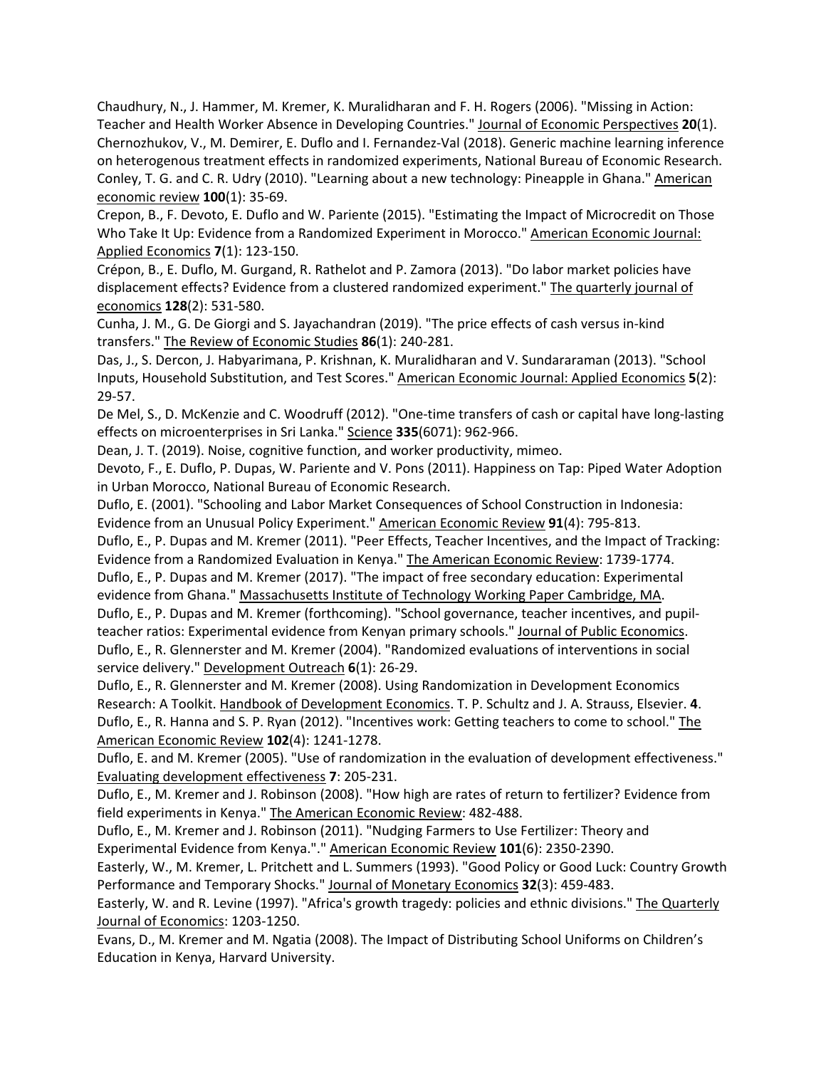Chaudhury, N., J. Hammer, M. Kremer, K. Muralidharan and F. H. Rogers (2006). "Missing in Action: Teacher and Health Worker Absence in Developing Countries." Journal of Economic Perspectives **20**(1).

Chernozhukov, V., M. Demirer, E. Duflo and I. Fernandez-Val (2018). Generic machine learning inference on heterogenous treatment effects in randomized experiments, National Bureau of Economic Research.

Conley, T. G. and C. R. Udry (2010). "Learning about a new technology: Pineapple in Ghana." American economic review **100**(1): 35-69.

Crepon, B., F. Devoto, E. Duflo and W. Pariente (2015). "Estimating the Impact of Microcredit on Those Who Take It Up: Evidence from a Randomized Experiment in Morocco." American Economic Journal: Applied Economics **7**(1): 123-150.

Crépon, B., E. Duflo, M. Gurgand, R. Rathelot and P. Zamora (2013). "Do labor market policies have displacement effects? Evidence from a clustered randomized experiment." The quarterly journal of economics **128**(2): 531-580.

Cunha, J. M., G. De Giorgi and S. Jayachandran (2019). "The price effects of cash versus in-kind transfers." The Review of Economic Studies **86**(1): 240-281.

Das, J., S. Dercon, J. Habyarimana, P. Krishnan, K. Muralidharan and V. Sundararaman (2013). "School Inputs, Household Substitution, and Test Scores." American Economic Journal: Applied Economics **5**(2): 29-57.

De Mel, S., D. McKenzie and C. Woodruff (2012). "One-time transfers of cash or capital have long-lasting effects on microenterprises in Sri Lanka." Science **335**(6071): 962-966.

Dean, J. T. (2019). Noise, cognitive function, and worker productivity, mimeo.

Devoto, F., E. Duflo, P. Dupas, W. Pariente and V. Pons (2011). Happiness on Tap: Piped Water Adoption in Urban Morocco, National Bureau of Economic Research.

Duflo, E. (2001). "Schooling and Labor Market Consequences of School Construction in Indonesia: Evidence from an Unusual Policy Experiment." American Economic Review **91**(4): 795-813.

Duflo, E., P. Dupas and M. Kremer (2011). "Peer Effects, Teacher Incentives, and the Impact of Tracking: Evidence from a Randomized Evaluation in Kenya." The American Economic Review: 1739-1774.

Duflo, E., P. Dupas and M. Kremer (2017). "The impact of free secondary education: Experimental evidence from Ghana." Massachusetts Institute of Technology Working Paper Cambridge, MA.

Duflo, E., P. Dupas and M. Kremer (forthcoming). "School governance, teacher incentives, and pupil-teacher ratios: Experimental evidence from Kenyan primary schools." Journal of Public Economics.

Duflo, E., R. Glennerster and M. Kremer (2004). "Randomized evaluations of interventions in social service delivery." Development Outreach **6**(1): 26-29.

Duflo, E., R. Glennerster and M. Kremer (2008). Using Randomization in Development Economics Research: A Toolkit. Handbook of Development Economics. T. P. Schultz and J. A. Strauss, Elsevier. **4**.

Duflo, E., R. Hanna and S. P. Ryan (2012). "Incentives work: Getting teachers to come to school." The American Economic Review **102**(4): 1241-1278.

Duflo, E. and M. Kremer (2005). "Use of randomization in the evaluation of development effectiveness." Evaluating development effectiveness **7**: 205-231.

Duflo, E., M. Kremer and J. Robinson (2008). "How high are rates of return to fertilizer? Evidence from field experiments in Kenya." The American Economic Review: 482-488.

Duflo, E., M. Kremer and J. Robinson (2011). "Nudging Farmers to Use Fertilizer: Theory and Experimental Evidence from Kenya."." American Economic Review **101**(6): 2350-2390.

Easterly, W., M. Kremer, L. Pritchett and L. Summers (1993). "Good Policy or Good Luck: Country Growth Performance and Temporary Shocks." Journal of Monetary Economics **32**(3): 459-483.

Easterly, W. and R. Levine (1997). "Africa's growth tragedy: policies and ethnic divisions." The Quarterly Journal of Economics: 1203-1250.

Evans, D., M. Kremer and M. Ngatia (2008). The Impact of Distributing School Uniforms on Children's Education in Kenya, Harvard University.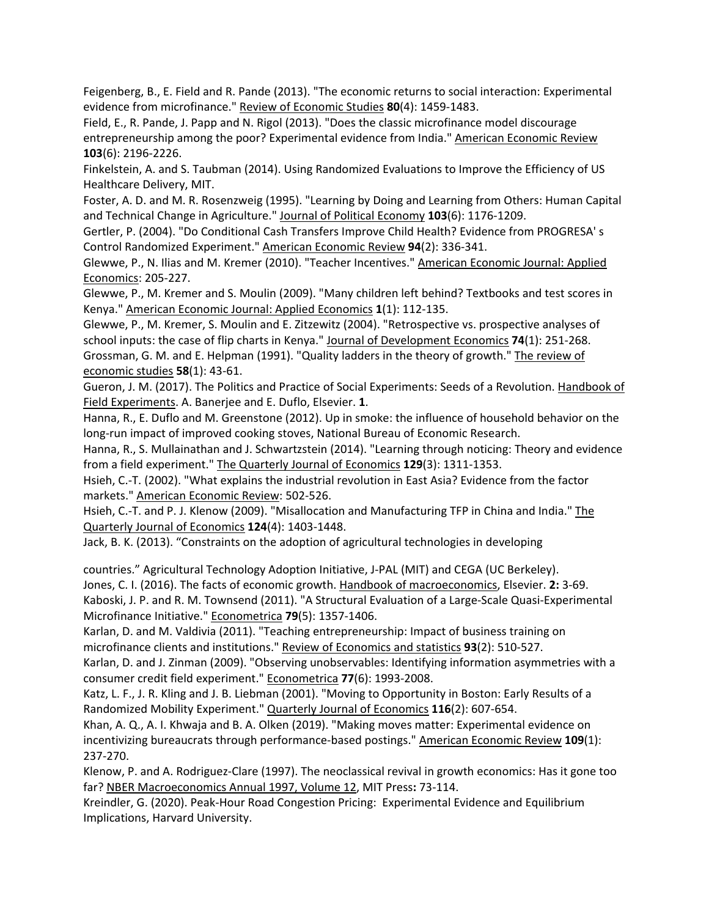Feigenberg, B., E. Field and R. Pande (2013). "The economic returns to social interaction: Experimental evidence from microfinance." Review of Economic Studies **80**(4): 1459-1483.

Field, E., R. Pande, J. Papp and N. Rigol (2013). "Does the classic microfinance model discourage entrepreneurship among the poor? Experimental evidence from India." American Economic Review **103**(6): 2196-2226.

Finkelstein, A. and S. Taubman (2014). Using Randomized Evaluations to Improve the Efficiency of US Healthcare Delivery, MIT.

Foster, A. D. and M. R. Rosenzweig (1995). "Learning by Doing and Learning from Others: Human Capital and Technical Change in Agriculture." Journal of Political Economy **103**(6): 1176-1209.

Gertler, P. (2004). "Do Conditional Cash Transfers Improve Child Health? Evidence from PROGRESA' s Control Randomized Experiment." American Economic Review **94**(2): 336-341.

Glewwe, P., N. Ilias and M. Kremer (2010). "Teacher Incentives." American Economic Journal: Applied Economics: 205-227.

Glewwe, P., M. Kremer and S. Moulin (2009). "Many children left behind? Textbooks and test scores in Kenya." American Economic Journal: Applied Economics **1**(1): 112-135.

Glewwe, P., M. Kremer, S. Moulin and E. Zitzewitz (2004). "Retrospective vs. prospective analyses of school inputs: the case of flip charts in Kenya." Journal of Development Economics **74**(1): 251-268.

Grossman, G. M. and E. Helpman (1991). "Quality ladders in the theory of growth." The review of economic studies **58**(1): 43-61.

Gueron, J. M. (2017). The Politics and Practice of Social Experiments: Seeds of a Revolution. Handbook of Field Experiments. A. Banerjee and E. Duflo, Elsevier. **1**.

Hanna, R., E. Duflo and M. Greenstone (2012). Up in smoke: the influence of household behavior on the long-run impact of improved cooking stoves, National Bureau of Economic Research.

Hanna, R., S. Mullainathan and J. Schwartzstein (2014). "Learning through noticing: Theory and evidence from a field experiment." The Quarterly Journal of Economics **129**(3): 1311-1353.

Hsieh, C.-T. (2002). "What explains the industrial revolution in East Asia? Evidence from the factor markets." American Economic Review: 502-526.

Hsieh, C.-T. and P. J. Klenow (2009). "Misallocation and Manufacturing TFP in China and India." The Quarterly Journal of Economics **124**(4): 1403-1448.

Jack, B. K. (2013). "Constraints on the adoption of agricultural technologies in developing countries." Agricultural Technology Adoption Initiative, J-PAL (MIT) and CEGA (UC Berkeley).

Jones, C. I. (2016). The facts of economic growth. Handbook of macroeconomics, Elsevier. **2:** 3-69.

Kaboski, J. P. and R. M. Townsend (2011). "A Structural Evaluation of a Large-Scale Quasi-Experimental Microfinance Initiative." Econometrica **79**(5): 1357-1406.

Karlan, D. and M. Valdivia (2011). "Teaching entrepreneurship: Impact of business training on microfinance clients and institutions." Review of Economics and statistics **93**(2): 510-527.

Karlan, D. and J. Zinman (2009). "Observing unobservables: Identifying information asymmetries with a consumer credit field experiment." Econometrica **77**(6): 1993-2008.

Katz, L. F., J. R. Kling and J. B. Liebman (2001). "Moving to Opportunity in Boston: Early Results of a Randomized Mobility Experiment." Quarterly Journal of Economics **116**(2): 607-654.

Khan, A. Q., A. I. Khwaja and B. A. Olken (2019). "Making moves matter: Experimental evidence on incentivizing bureaucrats through performance-based postings." American Economic Review **109**(1): 237-270.

Klenow, P. and A. Rodriguez-Clare (1997). The neoclassical revival in growth economics: Has it gone too far? NBER Macroeconomics Annual 1997, Volume 12, MIT Press**:** 73-114.

Kreindler, G. (2020). Peak-Hour Road Congestion Pricing: Experimental Evidence and Equilibrium Implications, Harvard University.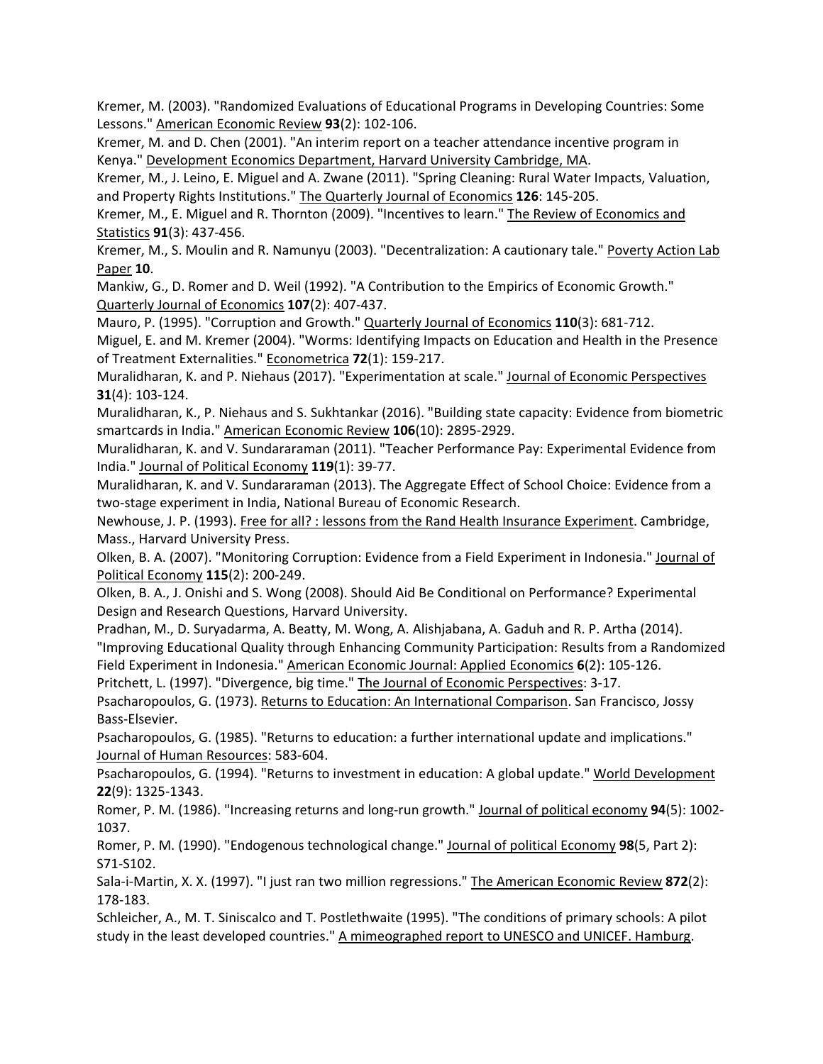Kremer, M. (2003). "Randomized Evaluations of Educational Programs in Developing Countries: Some Lessons." American Economic Review **93**(2): 102-106.

Kremer, M. and D. Chen (2001). "An interim report on a teacher attendance incentive program in Kenya." Development Economics Department, Harvard University Cambridge, MA.

Kremer, M., J. Leino, E. Miguel and A. Zwane (2011). "Spring Cleaning: Rural Water Impacts, Valuation, and Property Rights Institutions." The Quarterly Journal of Economics **126**: 145-205.

Kremer, M., E. Miguel and R. Thornton (2009). "Incentives to learn." The Review of Economics and Statistics **91**(3): 437-456.

Kremer, M., S. Moulin and R. Namunyu (2003). "Decentralization: A cautionary tale." Poverty Action Lab Paper **10**.

Mankiw, G., D. Romer and D. Weil (1992). "A Contribution to the Empirics of Economic Growth." Quarterly Journal of Economics **107**(2): 407-437.

Mauro, P. (1995). "Corruption and Growth." Quarterly Journal of Economics **110**(3): 681-712.

Miguel, E. and M. Kremer (2004). "Worms: Identifying Impacts on Education and Health in the Presence of Treatment Externalities." Econometrica **72**(1): 159-217.

Muralidharan, K. and P. Niehaus (2017). "Experimentation at scale." Journal of Economic Perspectives **31**(4): 103-124.

Muralidharan, K., P. Niehaus and S. Sukhtankar (2016). "Building state capacity: Evidence from biometric smartcards in India." American Economic Review **106**(10): 2895-2929.

Muralidharan, K. and V. Sundararaman (2011). "Teacher Performance Pay: Experimental Evidence from India." Journal of Political Economy **119**(1): 39-77.

Muralidharan, K. and V. Sundararaman (2013). The Aggregate Effect of School Choice: Evidence from a two-stage experiment in India, National Bureau of Economic Research.

Newhouse, J. P. (1993). Free for all? : lessons from the Rand Health Insurance Experiment. Cambridge, Mass., Harvard University Press.

Olken, B. A. (2007). "Monitoring Corruption: Evidence from a Field Experiment in Indonesia." Journal of Political Economy **115**(2): 200-249.

Olken, B. A., J. Onishi and S. Wong (2008). Should Aid Be Conditional on Performance? Experimental Design and Research Questions, Harvard University.

Pradhan, M., D. Suryadarma, A. Beatty, M. Wong, A. Alishjabana, A. Gaduh and R. P. Artha (2014). "Improving Educational Quality through Enhancing Community Participation: Results from a Randomized Field Experiment in Indonesia." American Economic Journal: Applied Economics **6**(2): 105-126.

Pritchett, L. (1997). "Divergence, big time." The Journal of Economic Perspectives: 3-17.

Psacharopoulos, G. (1973). Returns to Education: An International Comparison. San Francisco, Jossy Bass-Elsevier.

Psacharopoulos, G. (1985). "Returns to education: a further international update and implications." Journal of Human Resources: 583-604.

Psacharopoulos, G. (1994). "Returns to investment in education: A global update." World Development **22**(9): 1325-1343.

Romer, P. M. (1986). "Increasing returns and long-run growth." Journal of political economy **94**(5): 1002-1037.

Romer, P. M. (1990). "Endogenous technological change." Journal of political Economy **98**(5, Part 2): S71-S102.

Sala-i-Martin, X. X. (1997). "I just ran two million regressions." The American Economic Review **872**(2): 178-183.

Schleicher, A., M. T. Siniscalco and T. Postlethwaite (1995). "The conditions of primary schools: A pilot study in the least developed countries." A mimeographed report to UNESCO and UNICEF. Hamburg.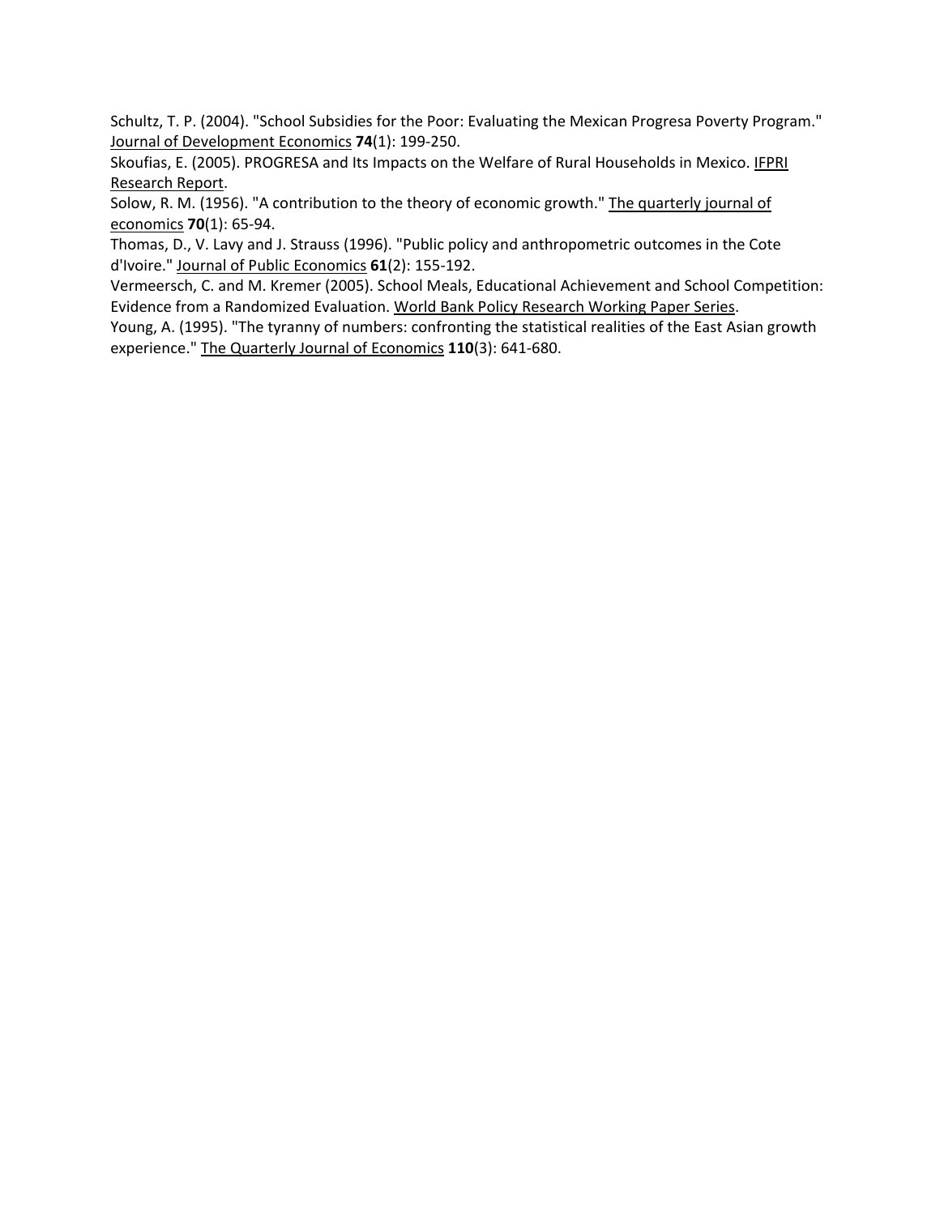Schultz, T. P. (2004). "School Subsidies for the Poor: Evaluating the Mexican Progresa Poverty Program." Journal of Development Economics **74**(1): 199-250.

Skoufias, E. (2005). PROGRESA and Its Impacts on the Welfare of Rural Households in Mexico. IFPRI Research Report.

Solow, R. M. (1956). "A contribution to the theory of economic growth." The quarterly journal of economics **70**(1): 65-94.

Thomas, D., V. Lavy and J. Strauss (1996). "Public policy and anthropometric outcomes in the Cote d'Ivoire." Journal of Public Economics **61**(2): 155-192.

Vermeersch, C. and M. Kremer (2005). School Meals, Educational Achievement and School Competition: Evidence from a Randomized Evaluation. World Bank Policy Research Working Paper Series.

Young, A. (1995). "The tyranny of numbers: confronting the statistical realities of the East Asian growth experience." The Quarterly Journal of Economics **110**(3): 641-680.